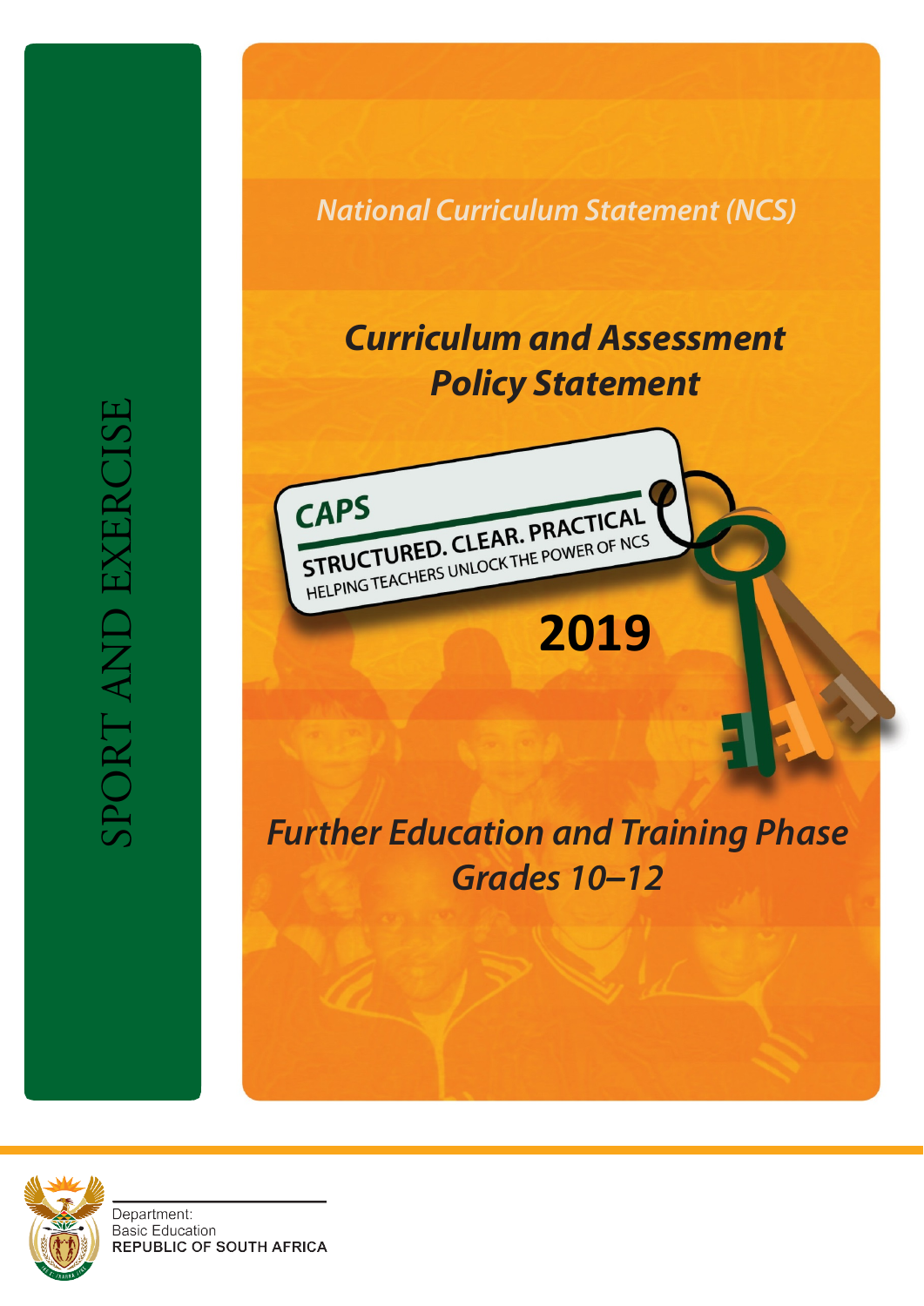# SPORT AND EXERCISE

*National Curriculum Statement (NCS)*

## *Curriculum and Assessment Policy Statement*

**CAPS**

**STRUCTURED. CLEAR. PRACTICAL**

HELPING TEACHERS UNLOCK THE POWER OF NCS

**2019**

## *Further Education and Training Phase*
## *Grades 10–12*

Department:
Basic Education
REPUBLIC OF SOUTH AFRICA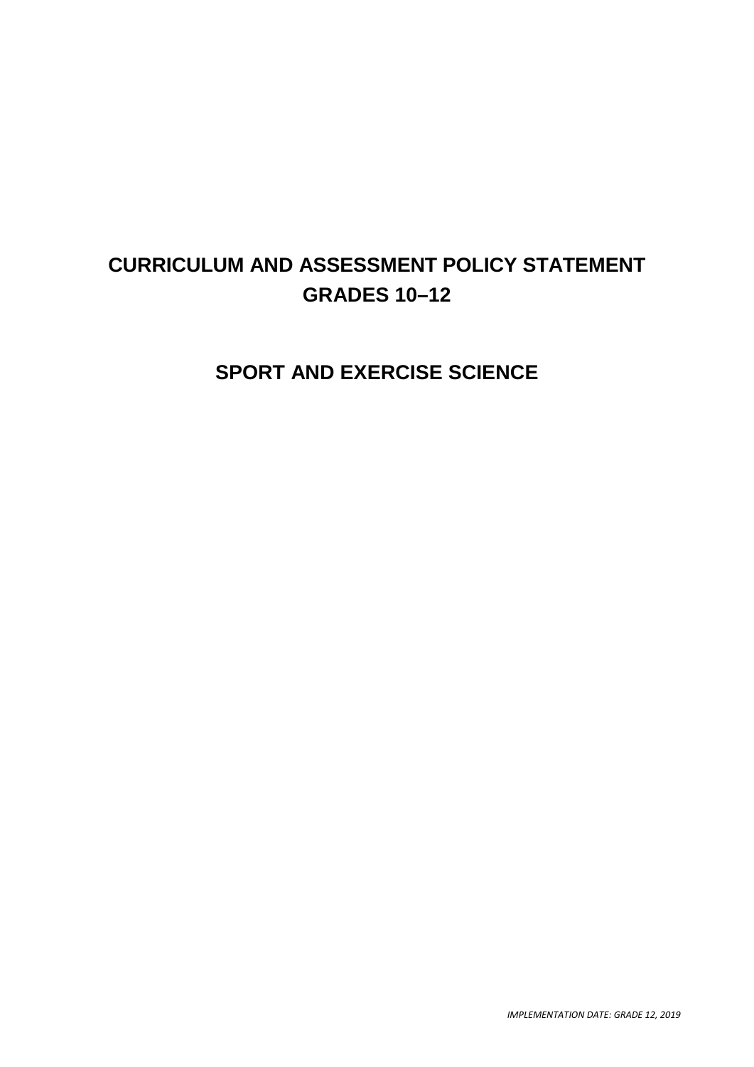# CURRICULUM AND ASSESSMENT POLICY STATEMENT
# GRADES 10–12

# SPORT AND EXERCISE SCIENCE

*IMPLEMENTATION DATE: GRADE 12, 2019*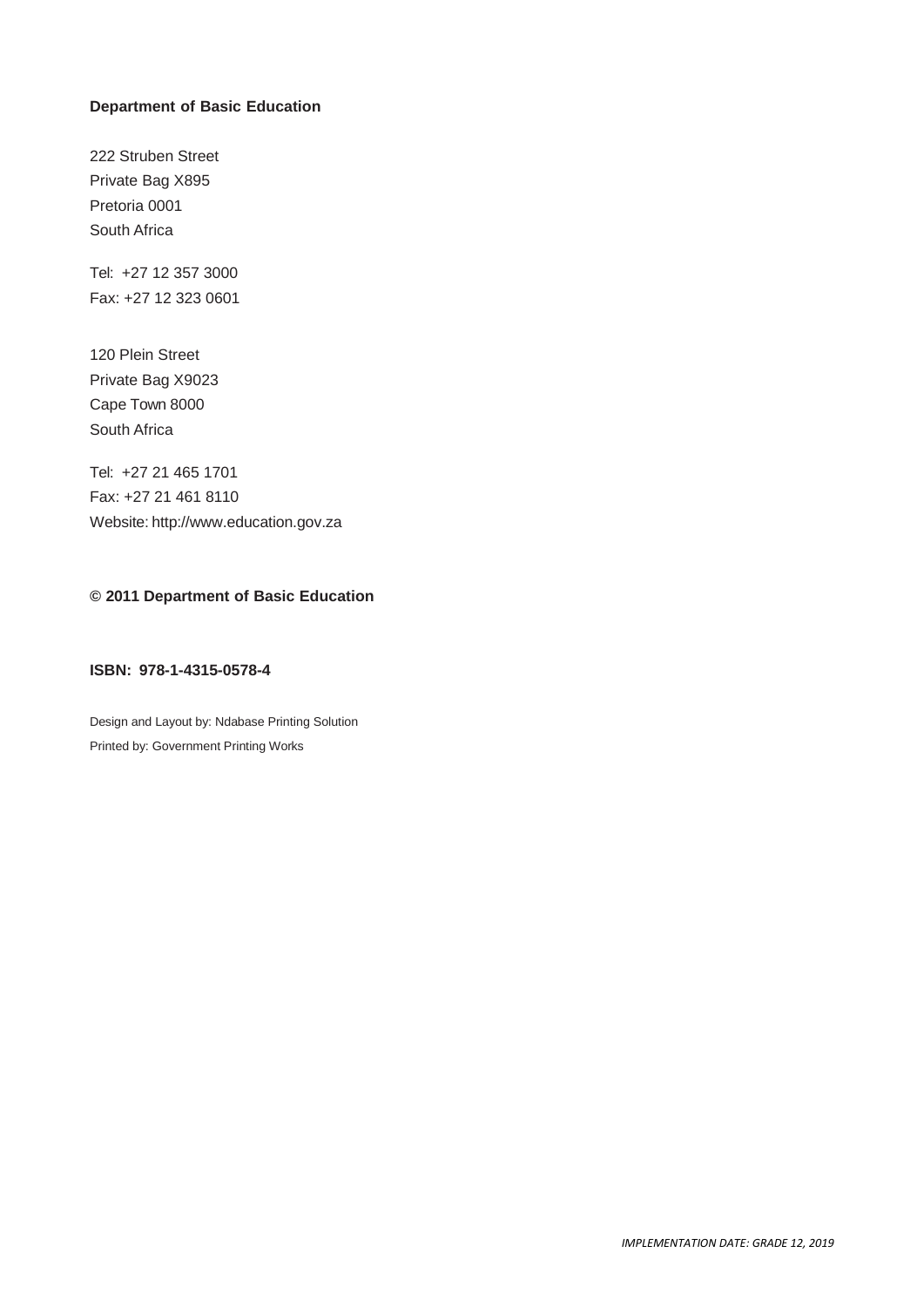**Department of Basic Education**

222 Struben Street
Private Bag X895
Pretoria 0001
South Africa

Tel: +27 12 357 3000
Fax: +27 12 323 0601

120 Plein Street
Private Bag X9023
Cape Town 8000
South Africa

Tel: +27 21 465 1701
Fax: +27 21 461 8110
Website: http://www.education.gov.za

**© 2011 Department of Basic Education**

**ISBN: 978-1-4315-0578-4**

Design and Layout by: Ndabase Printing Solution
Printed by: Government Printing Works

*IMPLEMENTATION DATE: GRADE 12, 2019*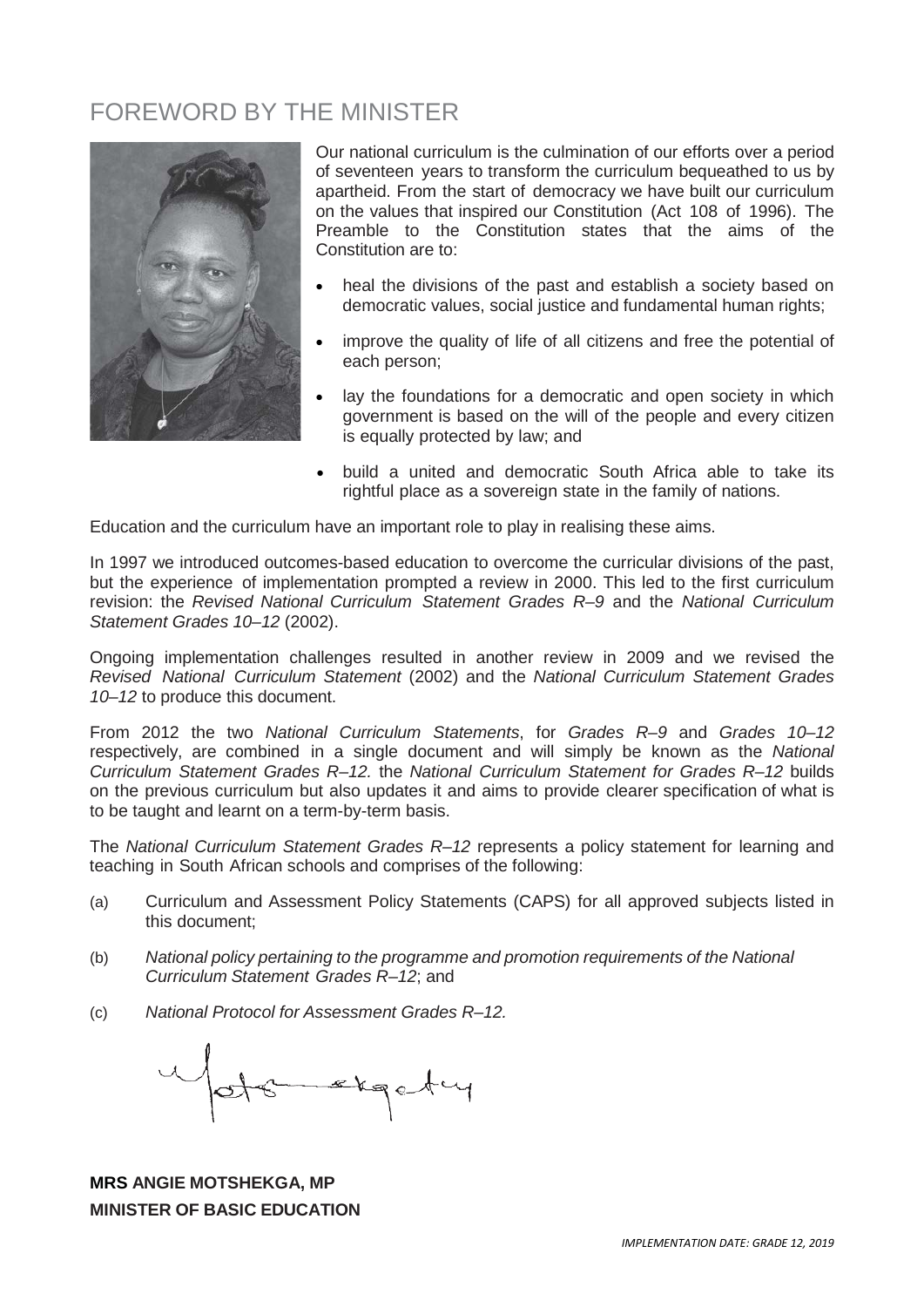# FOREWORD BY THE MINISTER

Our national curriculum is the culmination of our efforts over a period of seventeen years to transform the curriculum bequeathed to us by apartheid. From the start of democracy we have built our curriculum on the values that inspired our Constitution (Act 108 of 1996). The Preamble to the Constitution states that the aims of the Constitution are to:

- heal the divisions of the past and establish a society based on democratic values, social justice and fundamental human rights;
- improve the quality of life of all citizens and free the potential of each person;
- lay the foundations for a democratic and open society in which government is based on the will of the people and every citizen is equally protected by law; and
- build a united and democratic South Africa able to take its rightful place as a sovereign state in the family of nations.

Education and the curriculum have an important role to play in realising these aims.

In 1997 we introduced outcomes-based education to overcome the curricular divisions of the past, but the experience of implementation prompted a review in 2000. This led to the first curriculum revision: the *Revised National Curriculum Statement Grades R–9* and the *National Curriculum Statement Grades 10–12* (2002).

Ongoing implementation challenges resulted in another review in 2009 and we revised the *Revised National Curriculum Statement* (2002) and the *National Curriculum Statement Grades 10–12* to produce this document.

From 2012 the two *National Curriculum Statements*, for *Grades R–9* and *Grades 10–12* respectively, are combined in a single document and will simply be known as the *National Curriculum Statement Grades R–12.* the *National Curriculum Statement for Grades R–12* builds on the previous curriculum but also updates it and aims to provide clearer specification of what is to be taught and learnt on a term-by-term basis.

The *National Curriculum Statement Grades R–12* represents a policy statement for learning and teaching in South African schools and comprises of the following:

(a) Curriculum and Assessment Policy Statements (CAPS) for all approved subjects listed in this document;

(b) *National policy pertaining to the programme and promotion requirements of the National Curriculum Statement Grades R–12*; and

(c) *National Protocol for Assessment Grades R–12.*

**MRS ANGIE MOTSHEKGA, MP**
**MINISTER OF BASIC EDUCATION**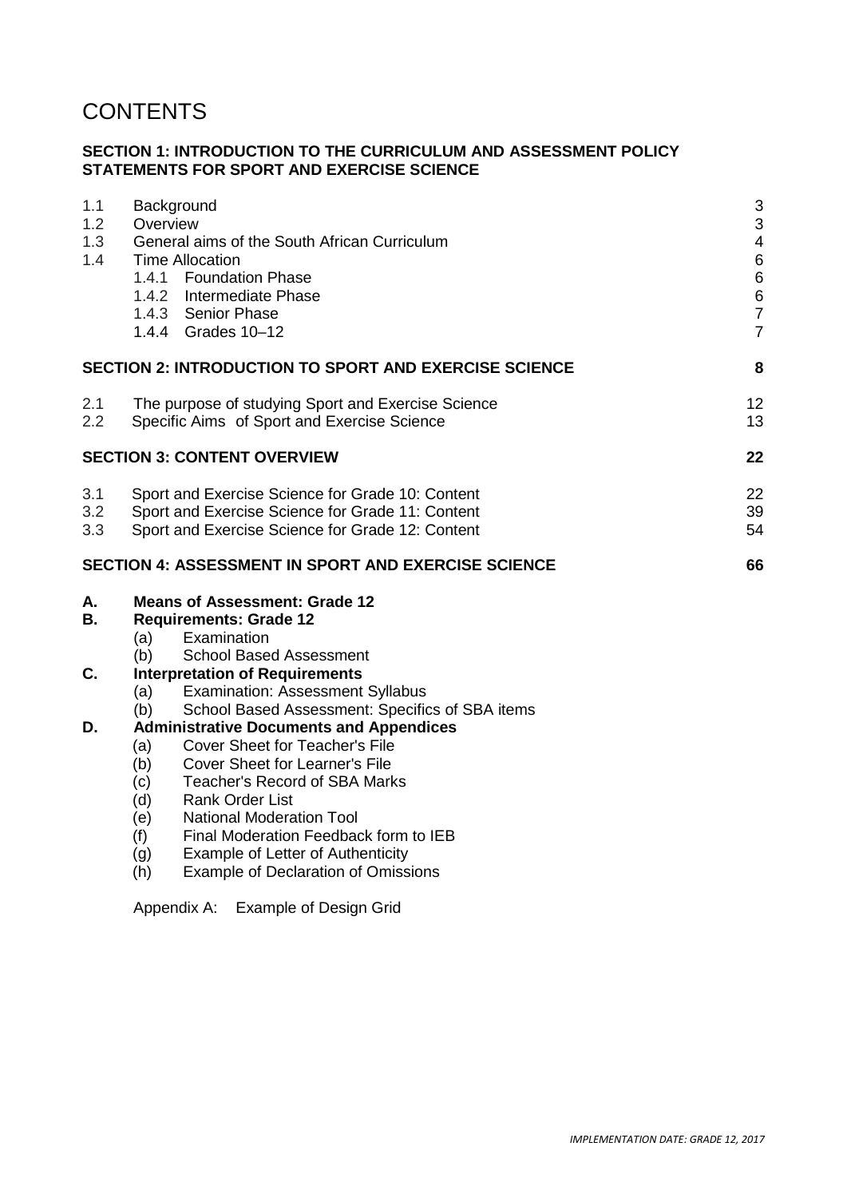# CONTENTS

**SECTION 1: INTRODUCTION TO THE CURRICULUM AND ASSESSMENT POLICY STATEMENTS FOR SPORT AND EXERCISE SCIENCE**

| | | |
|---|---|---|
| 1.1 | Background | 3 |
| 1.2 | Overview | 3 |
| 1.3 | General aims of the South African Curriculum | 4 |
| 1.4 | Time Allocation | 6 |
| | 1.4.1 Foundation Phase | 6 |
| | 1.4.2 Intermediate Phase | 6 |
| | 1.4.3 Senior Phase | 7 |
| | 1.4.4 Grades 10–12 | 7 |

**SECTION 2: INTRODUCTION TO SPORT AND EXERCISE SCIENCE** **8**

| | | |
|---|---|---|
| 2.1 | The purpose of studying Sport and Exercise Science | 12 |
| 2.2 | Specific Aims of Sport and Exercise Science | 13 |

**SECTION 3: CONTENT OVERVIEW** **22**

| | | |
|---|---|---|
| 3.1 | Sport and Exercise Science for Grade 10: Content | 22 |
| 3.2 | Sport and Exercise Science for Grade 11: Content | 39 |
| 3.3 | Sport and Exercise Science for Grade 12: Content | 54 |

**SECTION 4: ASSESSMENT IN SPORT AND EXERCISE SCIENCE** **66**

**A. Means of Assessment: Grade 12**

**B. Requirements: Grade 12**
- (a) Examination
- (b) School Based Assessment

**C. Interpretation of Requirements**
- (a) Examination: Assessment Syllabus
- (b) School Based Assessment: Specifics of SBA items

**D. Administrative Documents and Appendices**
- (a) Cover Sheet for Teacher's File
- (b) Cover Sheet for Learner's File
- (c) Teacher's Record of SBA Marks
- (d) Rank Order List
- (e) National Moderation Tool
- (f) Final Moderation Feedback form to IEB
- (g) Example of Letter of Authenticity
- (h) Example of Declaration of Omissions

Appendix A: Example of Design Grid

*IMPLEMENTATION DATE: GRADE 12, 2017*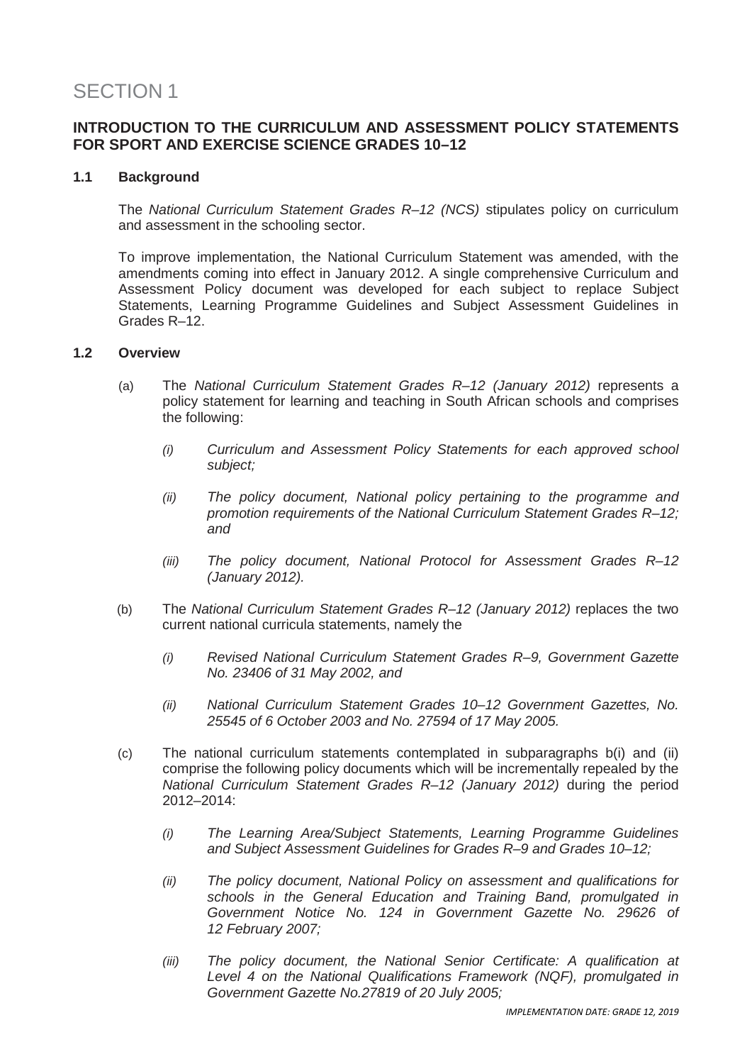# SECTION 1

## INTRODUCTION TO THE CURRICULUM AND ASSESSMENT POLICY STATEMENTS FOR SPORT AND EXERCISE SCIENCE GRADES 10–12

### 1.1 Background

The *National Curriculum Statement Grades R–12 (NCS)* stipulates policy on curriculum and assessment in the schooling sector.

To improve implementation, the National Curriculum Statement was amended, with the amendments coming into effect in January 2012. A single comprehensive Curriculum and Assessment Policy document was developed for each subject to replace Subject Statements, Learning Programme Guidelines and Subject Assessment Guidelines in Grades R–12.

### 1.2 Overview

(a) The *National Curriculum Statement Grades R–12 (January 2012)* represents a policy statement for learning and teaching in South African schools and comprises the following:

*(i) Curriculum and Assessment Policy Statements for each approved school subject;*

*(ii) The policy document, National policy pertaining to the programme and promotion requirements of the National Curriculum Statement Grades R–12; and*

*(iii) The policy document, National Protocol for Assessment Grades R–12 (January 2012).*

(b) The *National Curriculum Statement Grades R–12 (January 2012)* replaces the two current national curricula statements, namely the

*(i) Revised National Curriculum Statement Grades R–9, Government Gazette No. 23406 of 31 May 2002, and*

*(ii) National Curriculum Statement Grades 10–12 Government Gazettes, No. 25545 of 6 October 2003 and No. 27594 of 17 May 2005.*

(c) The national curriculum statements contemplated in subparagraphs b(i) and (ii) comprise the following policy documents which will be incrementally repealed by the *National Curriculum Statement Grades R–12 (January 2012)* during the period 2012–2014:

*(i) The Learning Area/Subject Statements, Learning Programme Guidelines and Subject Assessment Guidelines for Grades R–9 and Grades 10–12;*

*(ii) The policy document, National Policy on assessment and qualifications for schools in the General Education and Training Band, promulgated in Government Notice No. 124 in Government Gazette No. 29626 of 12 February 2007;*

*(iii) The policy document, the National Senior Certificate: A qualification at Level 4 on the National Qualifications Framework (NQF), promulgated in Government Gazette No.27819 of 20 July 2005;*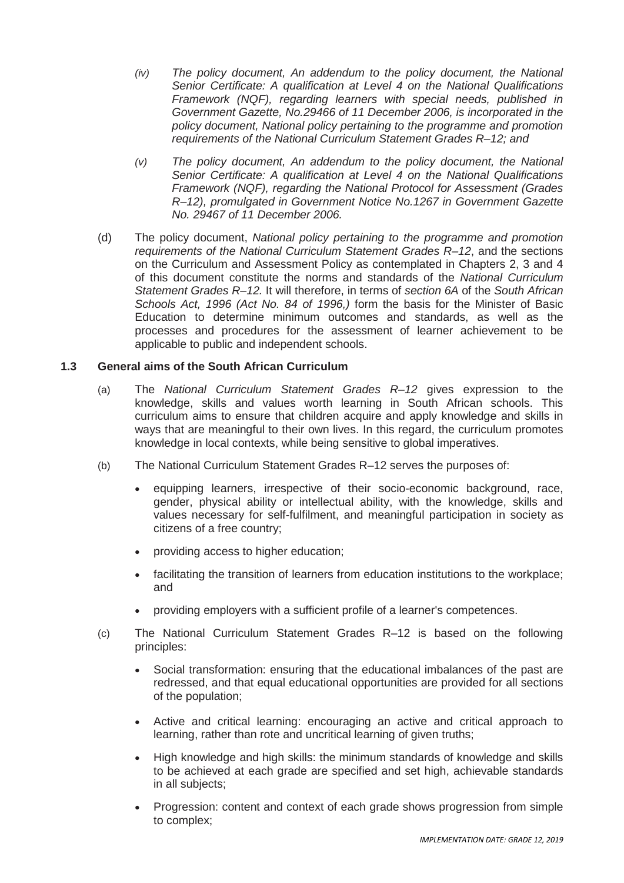*(iv) The policy document, An addendum to the policy document, the National Senior Certificate: A qualification at Level 4 on the National Qualifications Framework (NQF), regarding learners with special needs, published in Government Gazette, No.29466 of 11 December 2006, is incorporated in the policy document, National policy pertaining to the programme and promotion requirements of the National Curriculum Statement Grades R–12; and*

*(v) The policy document, An addendum to the policy document, the National Senior Certificate: A qualification at Level 4 on the National Qualifications Framework (NQF), regarding the National Protocol for Assessment (Grades R–12), promulgated in Government Notice No.1267 in Government Gazette No. 29467 of 11 December 2006.*

(d) The policy document, *National policy pertaining to the programme and promotion requirements of the National Curriculum Statement Grades R–12*, and the sections on the Curriculum and Assessment Policy as contemplated in Chapters 2, 3 and 4 of this document constitute the norms and standards of the *National Curriculum Statement Grades R–12.* It will therefore, in terms of *section 6A* of the *South African Schools Act, 1996 (Act No. 84 of 1996,)* form the basis for the Minister of Basic Education to determine minimum outcomes and standards, as well as the processes and procedures for the assessment of learner achievement to be applicable to public and independent schools.

### 1.3 General aims of the South African Curriculum

(a) The *National Curriculum Statement Grades R–12* gives expression to the knowledge, skills and values worth learning in South African schools. This curriculum aims to ensure that children acquire and apply knowledge and skills in ways that are meaningful to their own lives. In this regard, the curriculum promotes knowledge in local contexts, while being sensitive to global imperatives.

(b) The National Curriculum Statement Grades R–12 serves the purposes of:

- equipping learners, irrespective of their socio-economic background, race, gender, physical ability or intellectual ability, with the knowledge, skills and values necessary for self-fulfilment, and meaningful participation in society as citizens of a free country;
- providing access to higher education;
- facilitating the transition of learners from education institutions to the workplace; and
- providing employers with a sufficient profile of a learner's competences.

(c) The National Curriculum Statement Grades R–12 is based on the following principles:

- Social transformation: ensuring that the educational imbalances of the past are redressed, and that equal educational opportunities are provided for all sections of the population;
- Active and critical learning: encouraging an active and critical approach to learning, rather than rote and uncritical learning of given truths;
- High knowledge and high skills: the minimum standards of knowledge and skills to be achieved at each grade are specified and set high, achievable standards in all subjects;
- Progression: content and context of each grade shows progression from simple to complex;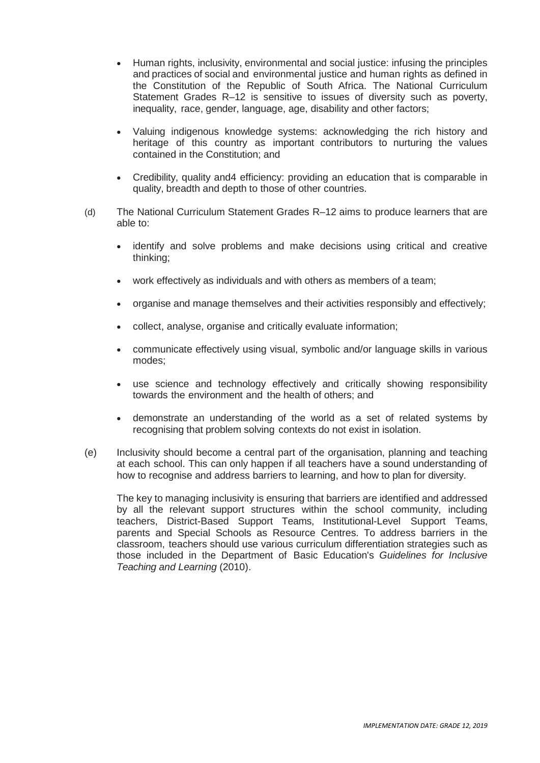- Human rights, inclusivity, environmental and social justice: infusing the principles and practices of social and environmental justice and human rights as defined in the Constitution of the Republic of South Africa. The National Curriculum Statement Grades R–12 is sensitive to issues of diversity such as poverty, inequality, race, gender, language, age, disability and other factors;

- Valuing indigenous knowledge systems: acknowledging the rich history and heritage of this country as important contributors to nurturing the values contained in the Constitution; and

- Credibility, quality and4 efficiency: providing an education that is comparable in quality, breadth and depth to those of other countries.

(d) The National Curriculum Statement Grades R–12 aims to produce learners that are able to:

- identify and solve problems and make decisions using critical and creative thinking;

- work effectively as individuals and with others as members of a team;

- organise and manage themselves and their activities responsibly and effectively;

- collect, analyse, organise and critically evaluate information;

- communicate effectively using visual, symbolic and/or language skills in various modes;

- use science and technology effectively and critically showing responsibility towards the environment and the health of others; and

- demonstrate an understanding of the world as a set of related systems by recognising that problem solving contexts do not exist in isolation.

(e) Inclusivity should become a central part of the organisation, planning and teaching at each school. This can only happen if all teachers have a sound understanding of how to recognise and address barriers to learning, and how to plan for diversity.

The key to managing inclusivity is ensuring that barriers are identified and addressed by all the relevant support structures within the school community, including teachers, District-Based Support Teams, Institutional-Level Support Teams, parents and Special Schools as Resource Centres. To address barriers in the classroom, teachers should use various curriculum differentiation strategies such as those included in the Department of Basic Education's *Guidelines for Inclusive Teaching and Learning* (2010).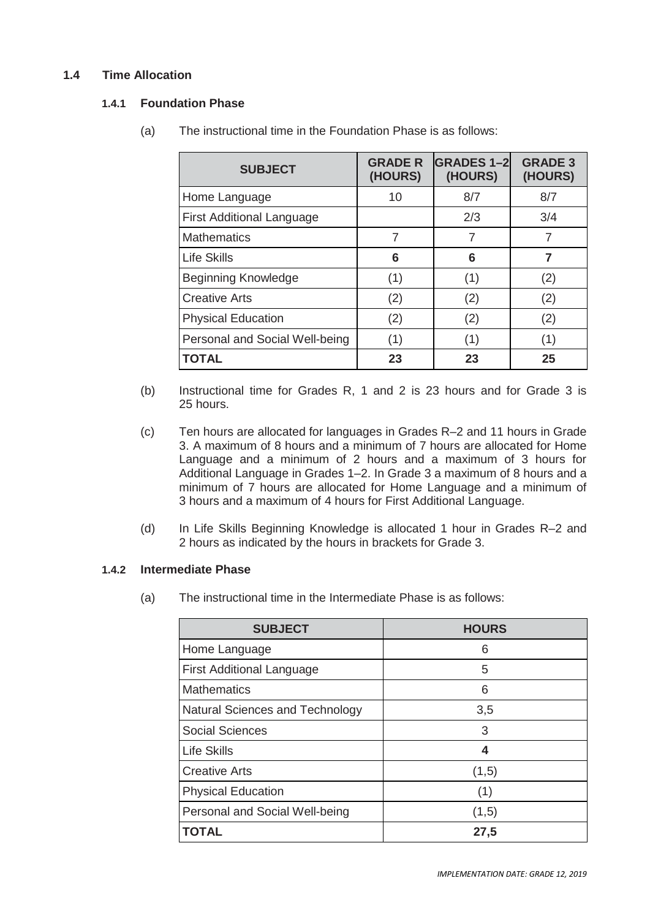## 1.4 Time Allocation

### 1.4.1 Foundation Phase

(a) The instructional time in the Foundation Phase is as follows:

| SUBJECT | GRADE R (HOURS) | GRADES 1–2 (HOURS) | GRADE 3 (HOURS) |
|---|---|---|---|
| Home Language | 10 | 8/7 | 8/7 |
| First Additional Language | | 2/3 | 3/4 |
| Mathematics | 7 | 7 | 7 |
| Life Skills | **6** | **6** | **7** |
| Beginning Knowledge | (1) | (1) | (2) |
| Creative Arts | (2) | (2) | (2) |
| Physical Education | (2) | (2) | (2) |
| Personal and Social Well-being | (1) | (1) | (1) |
| **TOTAL** | **23** | **23** | **25** |

(b) Instructional time for Grades R, 1 and 2 is 23 hours and for Grade 3 is 25 hours.

(c) Ten hours are allocated for languages in Grades R–2 and 11 hours in Grade 3. A maximum of 8 hours and a minimum of 7 hours are allocated for Home Language and a minimum of 2 hours and a maximum of 3 hours for Additional Language in Grades 1–2. In Grade 3 a maximum of 8 hours and a minimum of 7 hours are allocated for Home Language and a minimum of 3 hours and a maximum of 4 hours for First Additional Language.

(d) In Life Skills Beginning Knowledge is allocated 1 hour in Grades R–2 and 2 hours as indicated by the hours in brackets for Grade 3.

### 1.4.2 Intermediate Phase

(a) The instructional time in the Intermediate Phase is as follows:

| SUBJECT | HOURS |
|---|---|
| Home Language | 6 |
| First Additional Language | 5 |
| Mathematics | 6 |
| Natural Sciences and Technology | 3,5 |
| Social Sciences | 3 |
| Life Skills | **4** |
| Creative Arts | (1,5) |
| Physical Education | (1) |
| Personal and Social Well-being | (1,5) |
| **TOTAL** | **27,5** |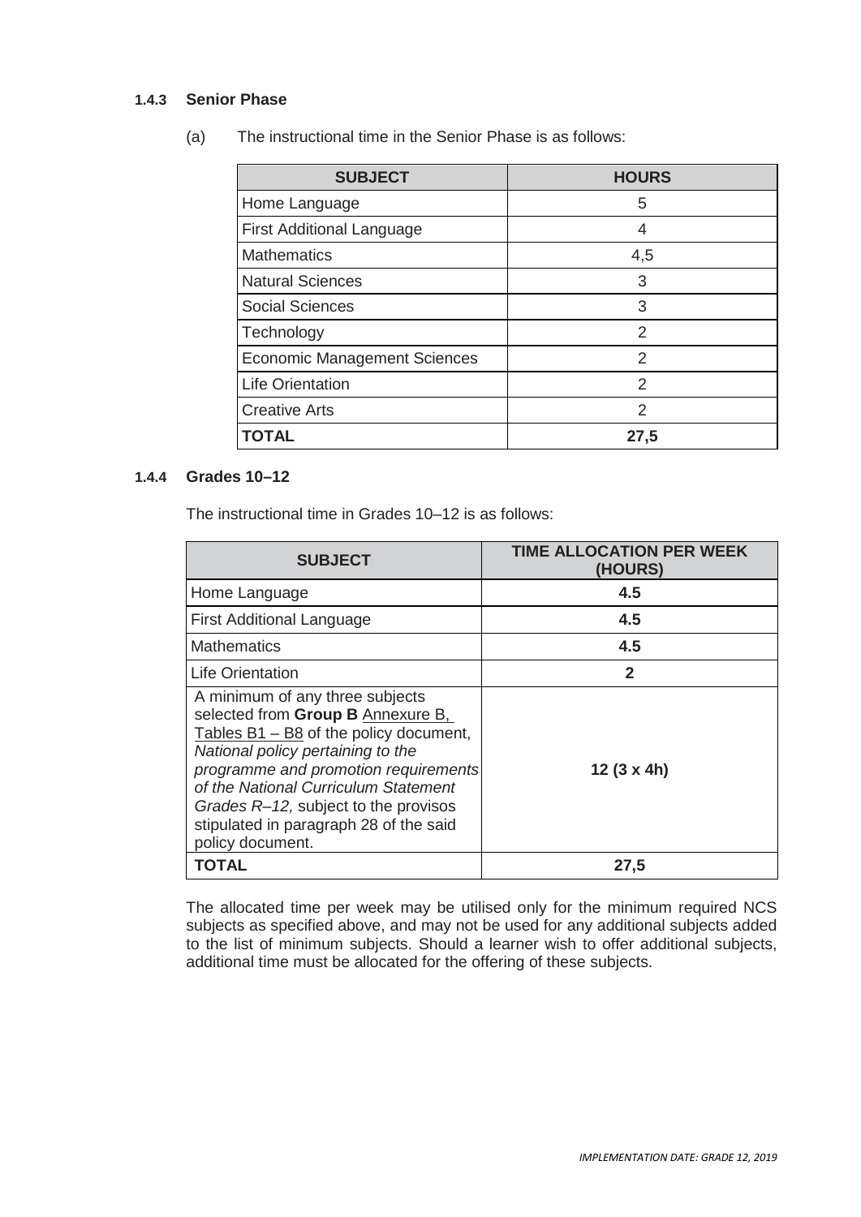#### 1.4.3 Senior Phase

(a) The instructional time in the Senior Phase is as follows:

| SUBJECT | HOURS |
|---|---|
| Home Language | 5 |
| First Additional Language | 4 |
| Mathematics | 4,5 |
| Natural Sciences | 3 |
| Social Sciences | 3 |
| Technology | 2 |
| Economic Management Sciences | 2 |
| Life Orientation | 2 |
| Creative Arts | 2 |
| **TOTAL** | **27,5** |

#### 1.4.4 Grades 10–12

The instructional time in Grades 10–12 is as follows:

| SUBJECT | TIME ALLOCATION PER WEEK (HOURS) |
|---|---|
| Home Language | **4.5** |
| First Additional Language | **4.5** |
| Mathematics | **4.5** |
| Life Orientation | **2** |
| A minimum of any three subjects selected from **Group B** Annexure B, Tables B1 – B8 of the policy document, *National policy pertaining to the programme and promotion requirements of the National Curriculum Statement Grades R–12,* subject to the provisos stipulated in paragraph 28 of the said policy document. | **12 (3 x 4h)** |
| **TOTAL** | **27,5** |

The allocated time per week may be utilised only for the minimum required NCS subjects as specified above, and may not be used for any additional subjects added to the list of minimum subjects. Should a learner wish to offer additional subjects, additional time must be allocated for the offering of these subjects.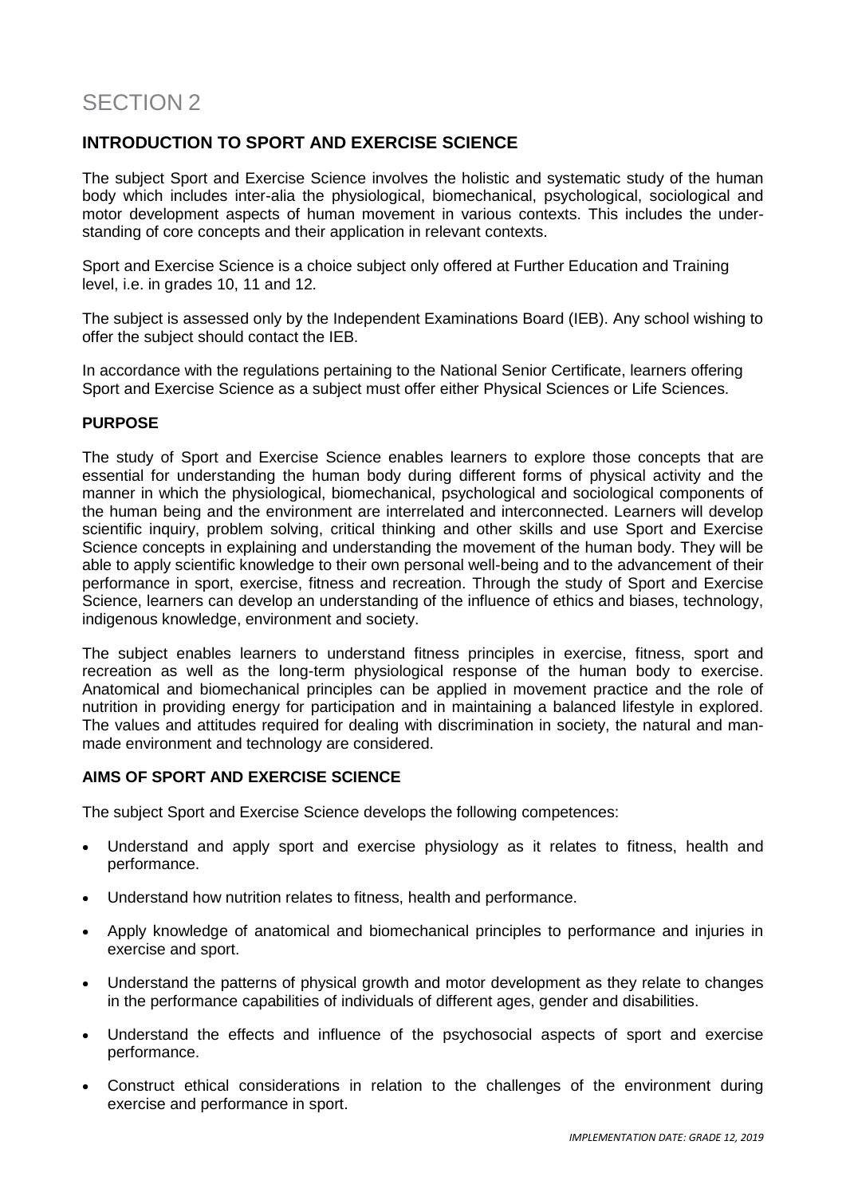# SECTION 2

## INTRODUCTION TO SPORT AND EXERCISE SCIENCE

The subject Sport and Exercise Science involves the holistic and systematic study of the human body which includes inter-alia the physiological, biomechanical, psychological, sociological and motor development aspects of human movement in various contexts. This includes the under-standing of core concepts and their application in relevant contexts.

Sport and Exercise Science is a choice subject only offered at Further Education and Training level, i.e. in grades 10, 11 and 12.

The subject is assessed only by the Independent Examinations Board (IEB). Any school wishing to offer the subject should contact the IEB.

In accordance with the regulations pertaining to the National Senior Certificate, learners offering Sport and Exercise Science as a subject must offer either Physical Sciences or Life Sciences.

### PURPOSE

The study of Sport and Exercise Science enables learners to explore those concepts that are essential for understanding the human body during different forms of physical activity and the manner in which the physiological, biomechanical, psychological and sociological components of the human being and the environment are interrelated and interconnected. Learners will develop scientific inquiry, problem solving, critical thinking and other skills and use Sport and Exercise Science concepts in explaining and understanding the movement of the human body. They will be able to apply scientific knowledge to their own personal well-being and to the advancement of their performance in sport, exercise, fitness and recreation. Through the study of Sport and Exercise Science, learners can develop an understanding of the influence of ethics and biases, technology, indigenous knowledge, environment and society.

The subject enables learners to understand fitness principles in exercise, fitness, sport and recreation as well as the long-term physiological response of the human body to exercise. Anatomical and biomechanical principles can be applied in movement practice and the role of nutrition in providing energy for participation and in maintaining a balanced lifestyle in explored. The values and attitudes required for dealing with discrimination in society, the natural and man-made environment and technology are considered.

### AIMS OF SPORT AND EXERCISE SCIENCE

The subject Sport and Exercise Science develops the following competences:

- Understand and apply sport and exercise physiology as it relates to fitness, health and performance.
- Understand how nutrition relates to fitness, health and performance.
- Apply knowledge of anatomical and biomechanical principles to performance and injuries in exercise and sport.
- Understand the patterns of physical growth and motor development as they relate to changes in the performance capabilities of individuals of different ages, gender and disabilities.
- Understand the effects and influence of the psychosocial aspects of sport and exercise performance.
- Construct ethical considerations in relation to the challenges of the environment during exercise and performance in sport.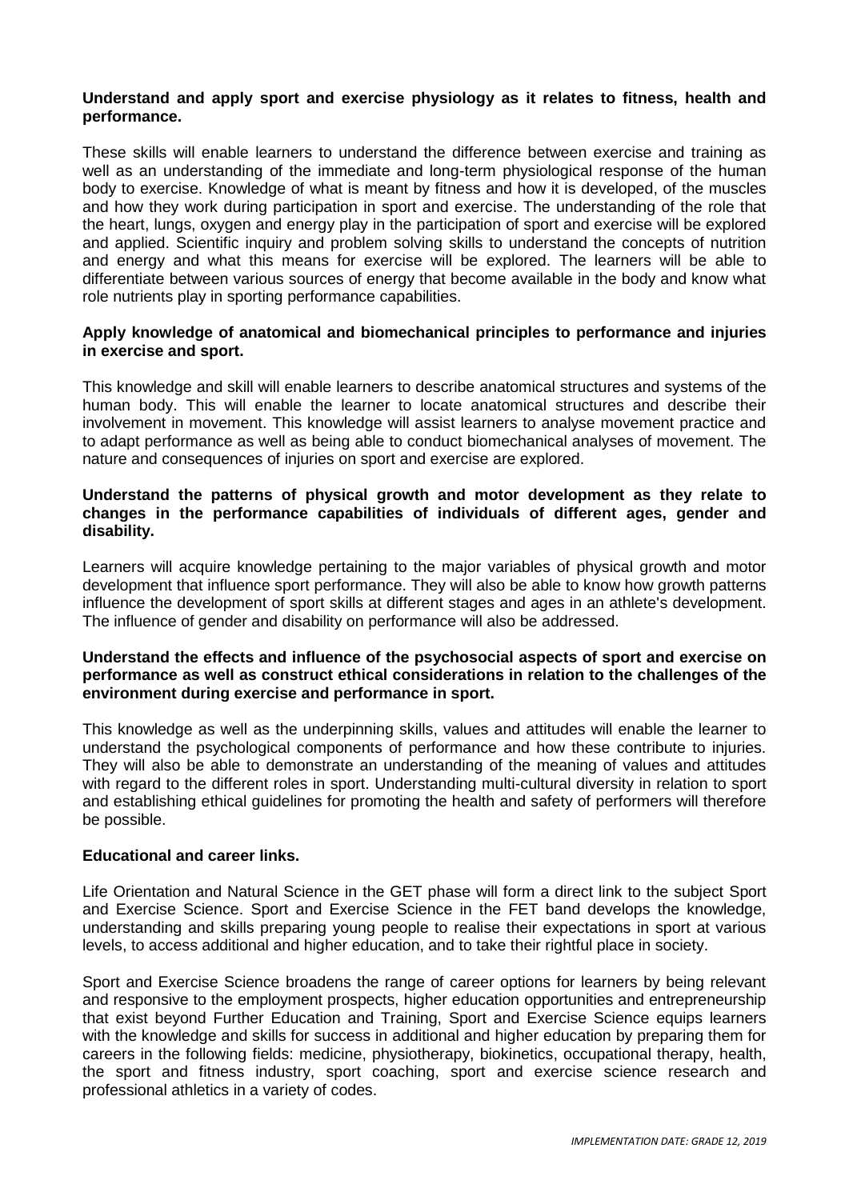**Understand and apply sport and exercise physiology as it relates to fitness, health and performance.**

These skills will enable learners to understand the difference between exercise and training as well as an understanding of the immediate and long-term physiological response of the human body to exercise. Knowledge of what is meant by fitness and how it is developed, of the muscles and how they work during participation in sport and exercise. The understanding of the role that the heart, lungs, oxygen and energy play in the participation of sport and exercise will be explored and applied. Scientific inquiry and problem solving skills to understand the concepts of nutrition and energy and what this means for exercise will be explored. The learners will be able to differentiate between various sources of energy that become available in the body and know what role nutrients play in sporting performance capabilities.

**Apply knowledge of anatomical and biomechanical principles to performance and injuries in exercise and sport.**

This knowledge and skill will enable learners to describe anatomical structures and systems of the human body. This will enable the learner to locate anatomical structures and describe their involvement in movement. This knowledge will assist learners to analyse movement practice and to adapt performance as well as being able to conduct biomechanical analyses of movement. The nature and consequences of injuries on sport and exercise are explored.

**Understand the patterns of physical growth and motor development as they relate to changes in the performance capabilities of individuals of different ages, gender and disability.**

Learners will acquire knowledge pertaining to the major variables of physical growth and motor development that influence sport performance. They will also be able to know how growth patterns influence the development of sport skills at different stages and ages in an athlete's development. The influence of gender and disability on performance will also be addressed.

**Understand the effects and influence of the psychosocial aspects of sport and exercise on performance as well as construct ethical considerations in relation to the challenges of the environment during exercise and performance in sport.**

This knowledge as well as the underpinning skills, values and attitudes will enable the learner to understand the psychological components of performance and how these contribute to injuries. They will also be able to demonstrate an understanding of the meaning of values and attitudes with regard to the different roles in sport. Understanding multi-cultural diversity in relation to sport and establishing ethical guidelines for promoting the health and safety of performers will therefore be possible.

**Educational and career links.**

Life Orientation and Natural Science in the GET phase will form a direct link to the subject Sport and Exercise Science. Sport and Exercise Science in the FET band develops the knowledge, understanding and skills preparing young people to realise their expectations in sport at various levels, to access additional and higher education, and to take their rightful place in society.

Sport and Exercise Science broadens the range of career options for learners by being relevant and responsive to the employment prospects, higher education opportunities and entrepreneurship that exist beyond Further Education and Training, Sport and Exercise Science equips learners with the knowledge and skills for success in additional and higher education by preparing them for careers in the following fields: medicine, physiotherapy, biokinetics, occupational therapy, health, the sport and fitness industry, sport coaching, sport and exercise science research and professional athletics in a variety of codes.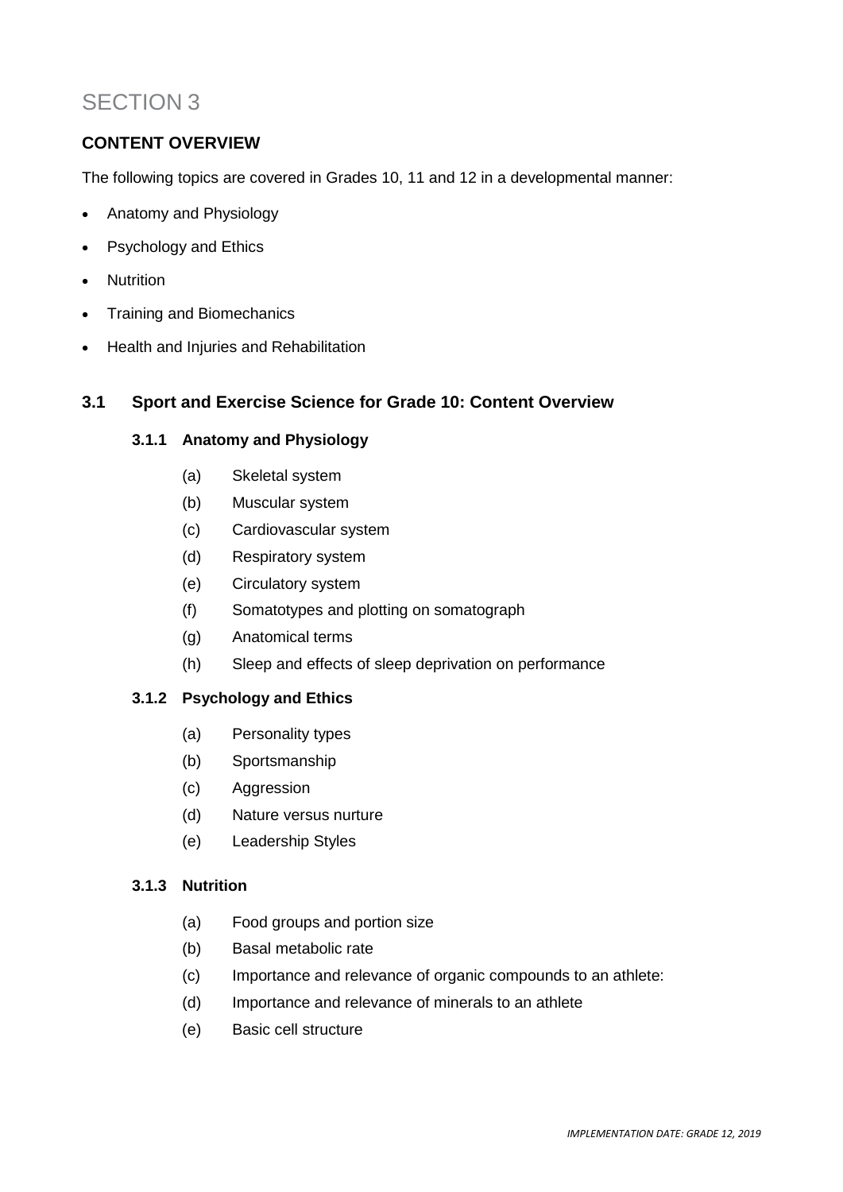# SECTION 3

## CONTENT OVERVIEW

The following topics are covered in Grades 10, 11 and 12 in a developmental manner:

- Anatomy and Physiology
- Psychology and Ethics
- Nutrition
- Training and Biomechanics
- Health and Injuries and Rehabilitation

## 3.1 Sport and Exercise Science for Grade 10: Content Overview

### 3.1.1 Anatomy and Physiology

(a) Skeletal system

(b) Muscular system

(c) Cardiovascular system

(d) Respiratory system

(e) Circulatory system

(f) Somatotypes and plotting on somatograph

(g) Anatomical terms

(h) Sleep and effects of sleep deprivation on performance

### 3.1.2 Psychology and Ethics

(a) Personality types

(b) Sportsmanship

(c) Aggression

(d) Nature versus nurture

(e) Leadership Styles

### 3.1.3 Nutrition

(a) Food groups and portion size

(b) Basal metabolic rate

(c) Importance and relevance of organic compounds to an athlete:

(d) Importance and relevance of minerals to an athlete

(e) Basic cell structure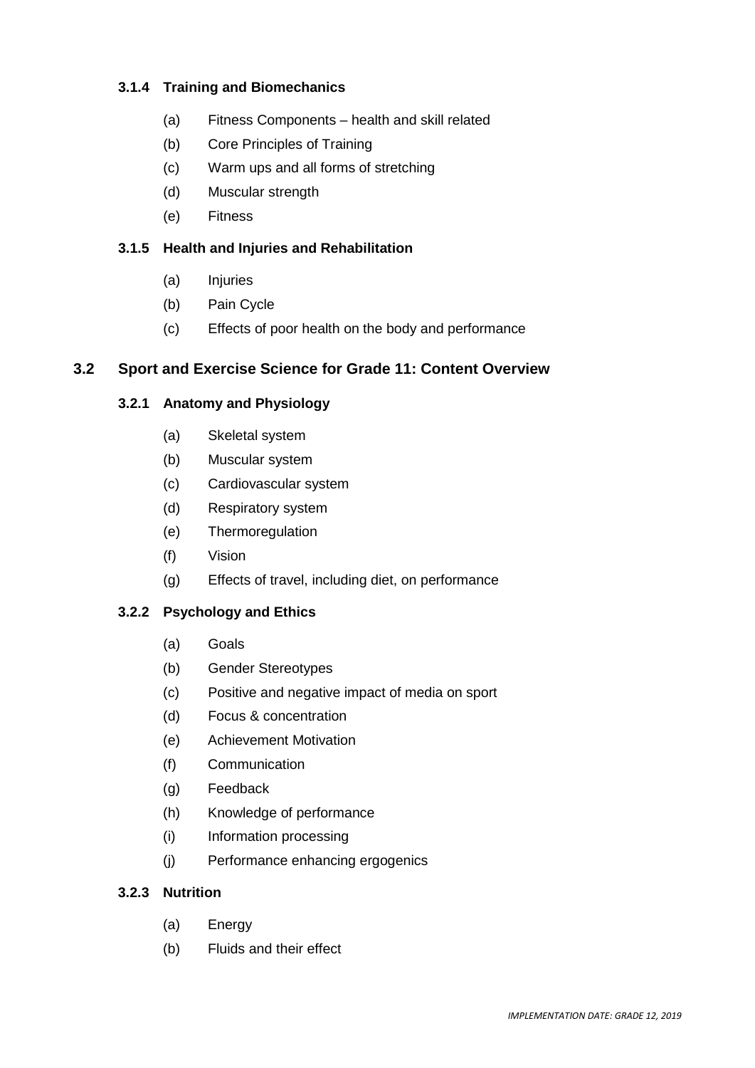#### 3.1.4 Training and Biomechanics

(a) Fitness Components – health and skill related

(b) Core Principles of Training

(c) Warm ups and all forms of stretching

(d) Muscular strength

(e) Fitness

#### 3.1.5 Health and Injuries and Rehabilitation

(a) Injuries

(b) Pain Cycle

(c) Effects of poor health on the body and performance

### 3.2 Sport and Exercise Science for Grade 11: Content Overview

#### 3.2.1 Anatomy and Physiology

(a) Skeletal system

(b) Muscular system

(c) Cardiovascular system

(d) Respiratory system

(e) Thermoregulation

(f) Vision

(g) Effects of travel, including diet, on performance

#### 3.2.2 Psychology and Ethics

(a) Goals

(b) Gender Stereotypes

(c) Positive and negative impact of media on sport

(d) Focus & concentration

(e) Achievement Motivation

(f) Communication

(g) Feedback

(h) Knowledge of performance

(i) Information processing

(j) Performance enhancing ergogenics

#### 3.2.3 Nutrition

(a) Energy

(b) Fluids and their effect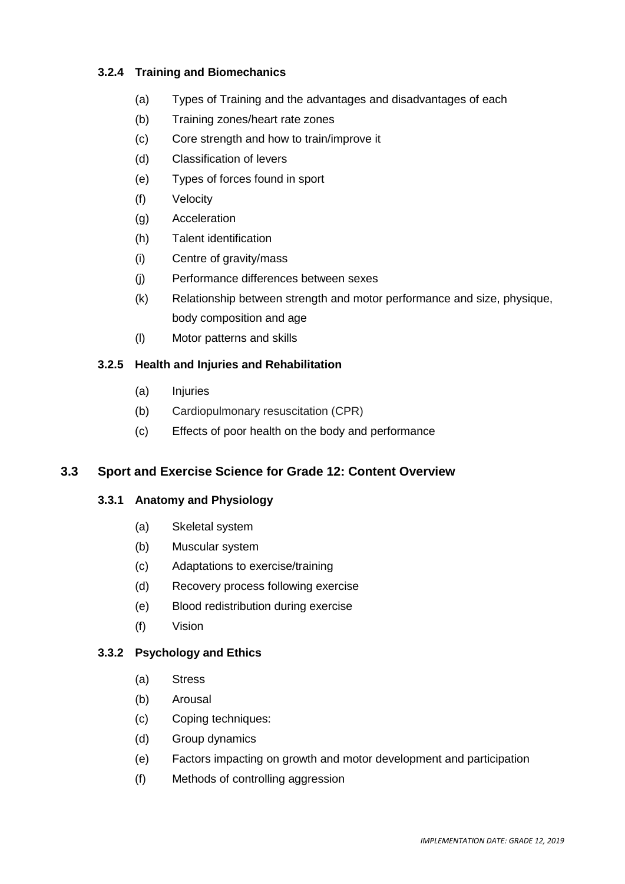### 3.2.4 Training and Biomechanics

(a) Types of Training and the advantages and disadvantages of each

(b) Training zones/heart rate zones

(c) Core strength and how to train/improve it

(d) Classification of levers

(e) Types of forces found in sport

(f) Velocity

(g) Acceleration

(h) Talent identification

(i) Centre of gravity/mass

(j) Performance differences between sexes

(k) Relationship between strength and motor performance and size, physique, body composition and age

(l) Motor patterns and skills

### 3.2.5 Health and Injuries and Rehabilitation

(a) Injuries

(b) Cardiopulmonary resuscitation (CPR)

(c) Effects of poor health on the body and performance

## 3.3 Sport and Exercise Science for Grade 12: Content Overview

### 3.3.1 Anatomy and Physiology

(a) Skeletal system

(b) Muscular system

(c) Adaptations to exercise/training

(d) Recovery process following exercise

(e) Blood redistribution during exercise

(f) Vision

### 3.3.2 Psychology and Ethics

(a) Stress

(b) Arousal

(c) Coping techniques:

(d) Group dynamics

(e) Factors impacting on growth and motor development and participation

(f) Methods of controlling aggression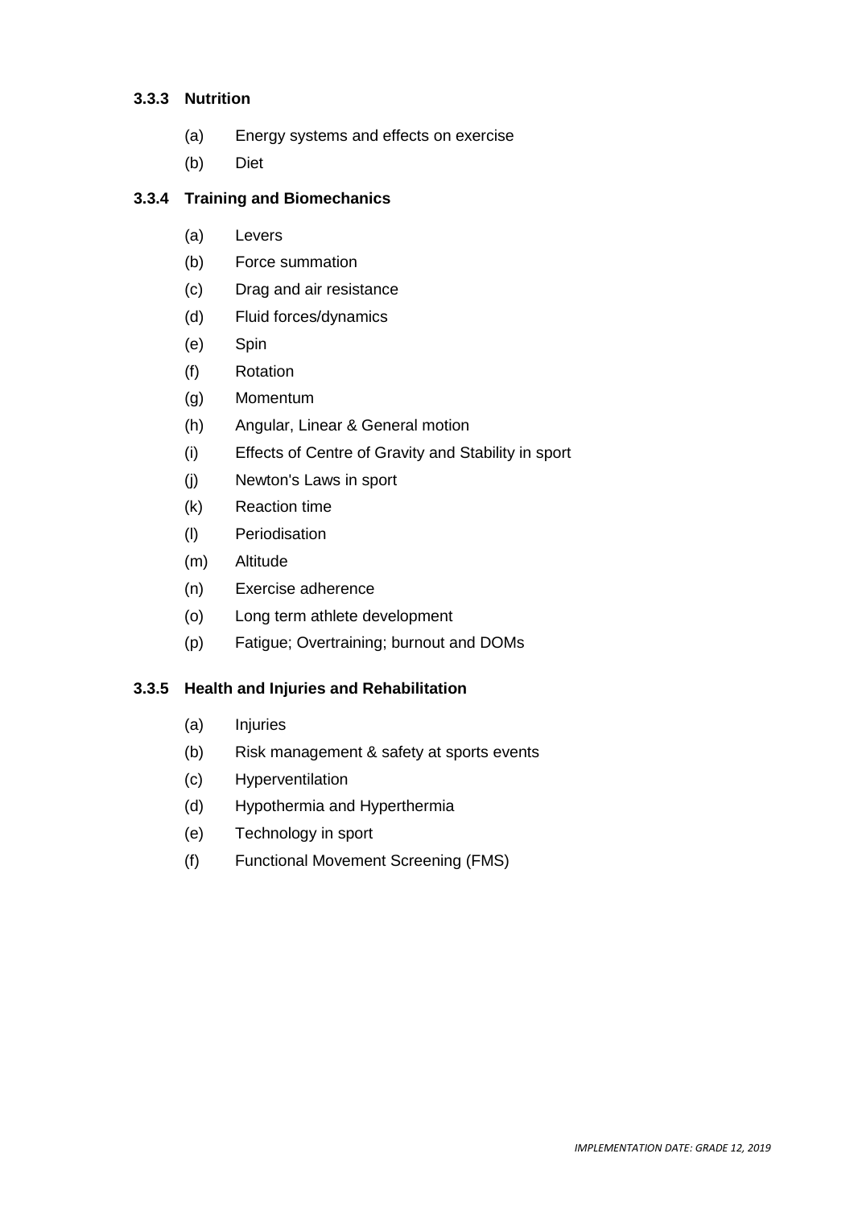### 3.3.3 Nutrition

(a) Energy systems and effects on exercise

(b) Diet

### 3.3.4 Training and Biomechanics

(a) Levers

(b) Force summation

(c) Drag and air resistance

(d) Fluid forces/dynamics

(e) Spin

(f) Rotation

(g) Momentum

(h) Angular, Linear & General motion

(i) Effects of Centre of Gravity and Stability in sport

(j) Newton's Laws in sport

(k) Reaction time

(l) Periodisation

(m) Altitude

(n) Exercise adherence

(o) Long term athlete development

(p) Fatigue; Overtraining; burnout and DOMs

### 3.3.5 Health and Injuries and Rehabilitation

(a) Injuries

(b) Risk management & safety at sports events

(c) Hyperventilation

(d) Hypothermia and Hyperthermia

(e) Technology in sport

(f) Functional Movement Screening (FMS)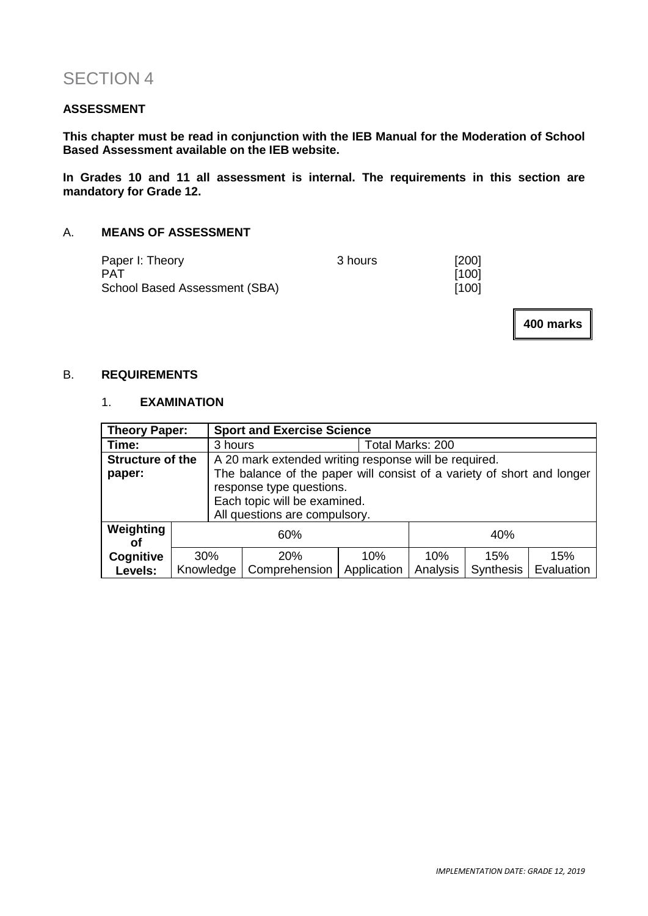# SECTION 4

**ASSESSMENT**

**This chapter must be read in conjunction with the IEB Manual for the Moderation of School Based Assessment available on the IEB website.**

**In Grades 10 and 11 all assessment is internal. The requirements in this section are mandatory for Grade 12.**

## A. MEANS OF ASSESSMENT

| | | |
|---|---|---|
| Paper I: Theory | 3 hours | [200] |
| PAT | | [100] |
| School Based Assessment (SBA) | | [100] |

**400 marks**

## B. REQUIREMENTS

### 1. EXAMINATION

| **Theory Paper:** | **Sport and Exercise Science** | | | | | |
|---|---|---|---|---|---|---|
| **Time:** | 3 hours | | Total Marks: 200 | | | |
| **Structure of the paper:** | A 20 mark extended writing response will be required.<br>The balance of the paper will consist of a variety of short and longer response type questions.<br>Each topic will be examined.<br>All questions are compulsory. | | | | | |
| **Weighting of Cognitive Levels:** | 60% | | | 40% | | |
| | 30% Knowledge | 20% Comprehension | 10% Application | 10% Analysis | 15% Synthesis | 15% Evaluation |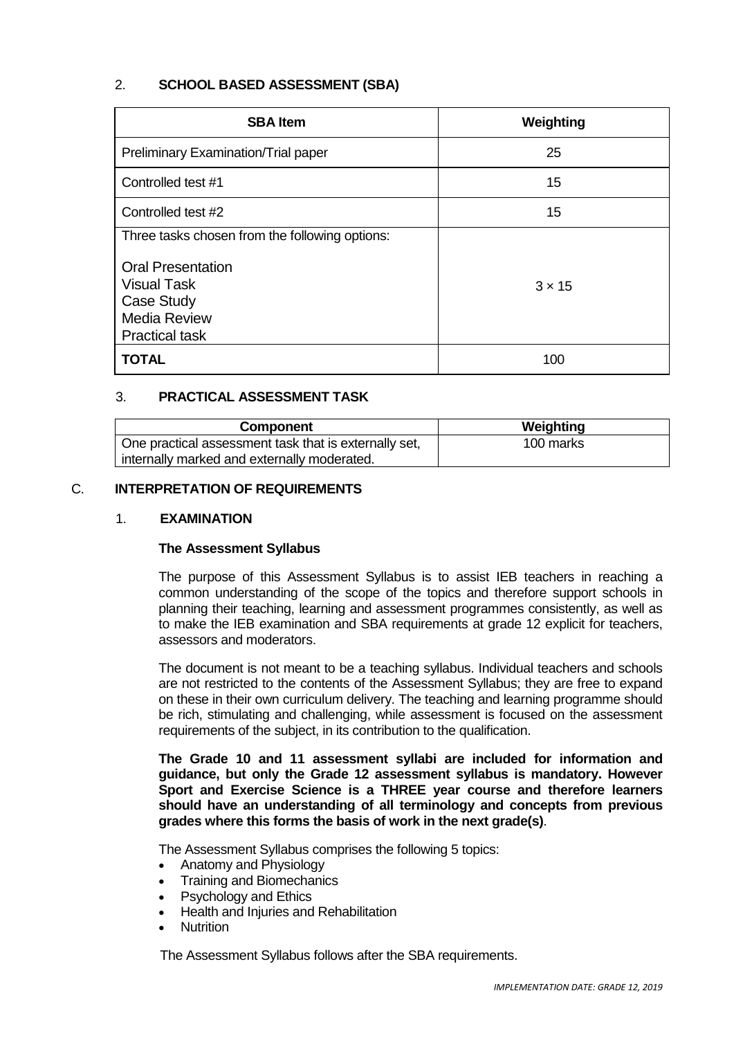## 2. SCHOOL BASED ASSESSMENT (SBA)

| SBA Item | Weighting |
| --- | --- |
| Preliminary Examination/Trial paper | 25 |
| Controlled test #1 | 15 |
| Controlled test #2 | 15 |
| Three tasks chosen from the following options:<br><br>Oral Presentation<br>Visual Task<br>Case Study<br>Media Review<br>Practical task | 3 × 15 |
| **TOTAL** | 100 |

## 3. PRACTICAL ASSESSMENT TASK

| Component | Weighting |
| --- | --- |
| One practical assessment task that is externally set, internally marked and externally moderated. | 100 marks |

# C. INTERPRETATION OF REQUIREMENTS

## 1. EXAMINATION

**The Assessment Syllabus**

The purpose of this Assessment Syllabus is to assist IEB teachers in reaching a common understanding of the scope of the topics and therefore support schools in planning their teaching, learning and assessment programmes consistently, as well as to make the IEB examination and SBA requirements at grade 12 explicit for teachers, assessors and moderators.

The document is not meant to be a teaching syllabus. Individual teachers and schools are not restricted to the contents of the Assessment Syllabus; they are free to expand on these in their own curriculum delivery. The teaching and learning programme should be rich, stimulating and challenging, while assessment is focused on the assessment requirements of the subject, in its contribution to the qualification.

**The Grade 10 and 11 assessment syllabi are included for information and guidance, but only the Grade 12 assessment syllabus is mandatory. However Sport and Exercise Science is a THREE year course and therefore learners should have an understanding of all terminology and concepts from previous grades where this forms the basis of work in the next grade(s)**.

The Assessment Syllabus comprises the following 5 topics:

- Anatomy and Physiology
- Training and Biomechanics
- Psychology and Ethics
- Health and Injuries and Rehabilitation
- Nutrition

The Assessment Syllabus follows after the SBA requirements.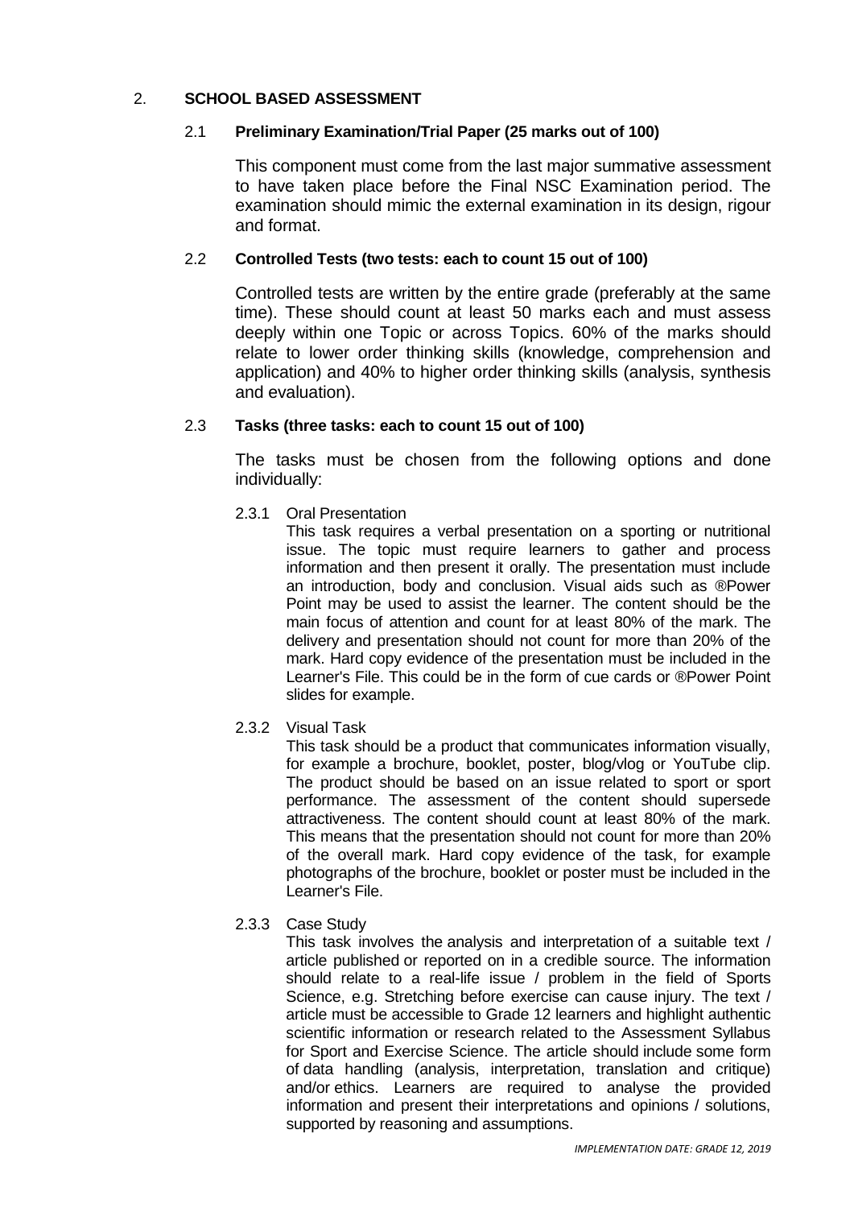## 2. SCHOOL BASED ASSESSMENT

### 2.1 Preliminary Examination/Trial Paper (25 marks out of 100)

This component must come from the last major summative assessment to have taken place before the Final NSC Examination period. The examination should mimic the external examination in its design, rigour and format.

### 2.2 Controlled Tests (two tests: each to count 15 out of 100)

Controlled tests are written by the entire grade (preferably at the same time). These should count at least 50 marks each and must assess deeply within one Topic or across Topics. 60% of the marks should relate to lower order thinking skills (knowledge, comprehension and application) and 40% to higher order thinking skills (analysis, synthesis and evaluation).

### 2.3 Tasks (three tasks: each to count 15 out of 100)

The tasks must be chosen from the following options and done individually:

#### 2.3.1 Oral Presentation

This task requires a verbal presentation on a sporting or nutritional issue. The topic must require learners to gather and process information and then present it orally. The presentation must include an introduction, body and conclusion. Visual aids such as ®Power Point may be used to assist the learner. The content should be the main focus of attention and count for at least 80% of the mark. The delivery and presentation should not count for more than 20% of the mark. Hard copy evidence of the presentation must be included in the Learner's File. This could be in the form of cue cards or ®Power Point slides for example.

#### 2.3.2 Visual Task

This task should be a product that communicates information visually, for example a brochure, booklet, poster, blog/vlog or YouTube clip. The product should be based on an issue related to sport or sport performance. The assessment of the content should supersede attractiveness. The content should count at least 80% of the mark. This means that the presentation should not count for more than 20% of the overall mark. Hard copy evidence of the task, for example photographs of the brochure, booklet or poster must be included in the Learner's File.

#### 2.3.3 Case Study

This task involves the analysis and interpretation of a suitable text / article published or reported on in a credible source. The information should relate to a real-life issue / problem in the field of Sports Science, e.g. Stretching before exercise can cause injury. The text / article must be accessible to Grade 12 learners and highlight authentic scientific information or research related to the Assessment Syllabus for Sport and Exercise Science. The article should include some form of data handling (analysis, interpretation, translation and critique) and/or ethics. Learners are required to analyse the provided information and present their interpretations and opinions / solutions, supported by reasoning and assumptions.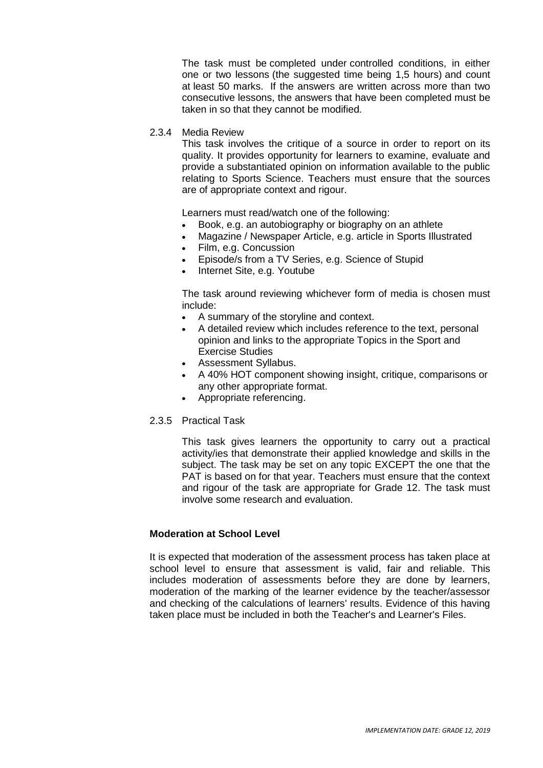The task must be completed under controlled conditions, in either one or two lessons (the suggested time being 1,5 hours) and count at least 50 marks. If the answers are written across more than two consecutive lessons, the answers that have been completed must be taken in so that they cannot be modified.

### 2.3.4 Media Review

This task involves the critique of a source in order to report on its quality. It provides opportunity for learners to examine, evaluate and provide a substantiated opinion on information available to the public relating to Sports Science. Teachers must ensure that the sources are of appropriate context and rigour.

Learners must read/watch one of the following:

- Book, e.g. an autobiography or biography on an athlete
- Magazine / Newspaper Article, e.g. article in Sports Illustrated
- Film, e.g. Concussion
- Episode/s from a TV Series, e.g. Science of Stupid
- Internet Site, e.g. Youtube

The task around reviewing whichever form of media is chosen must include:

- A summary of the storyline and context.
- A detailed review which includes reference to the text, personal opinion and links to the appropriate Topics in the Sport and Exercise Studies
- Assessment Syllabus.
- A 40% HOT component showing insight, critique, comparisons or any other appropriate format.
- Appropriate referencing.

### 2.3.5 Practical Task

This task gives learners the opportunity to carry out a practical activity/ies that demonstrate their applied knowledge and skills in the subject. The task may be set on any topic EXCEPT the one that the PAT is based on for that year. Teachers must ensure that the context and rigour of the task are appropriate for Grade 12. The task must involve some research and evaluation.

**Moderation at School Level**

It is expected that moderation of the assessment process has taken place at school level to ensure that assessment is valid, fair and reliable. This includes moderation of assessments before they are done by learners, moderation of the marking of the learner evidence by the teacher/assessor and checking of the calculations of learners' results. Evidence of this having taken place must be included in both the Teacher's and Learner's Files.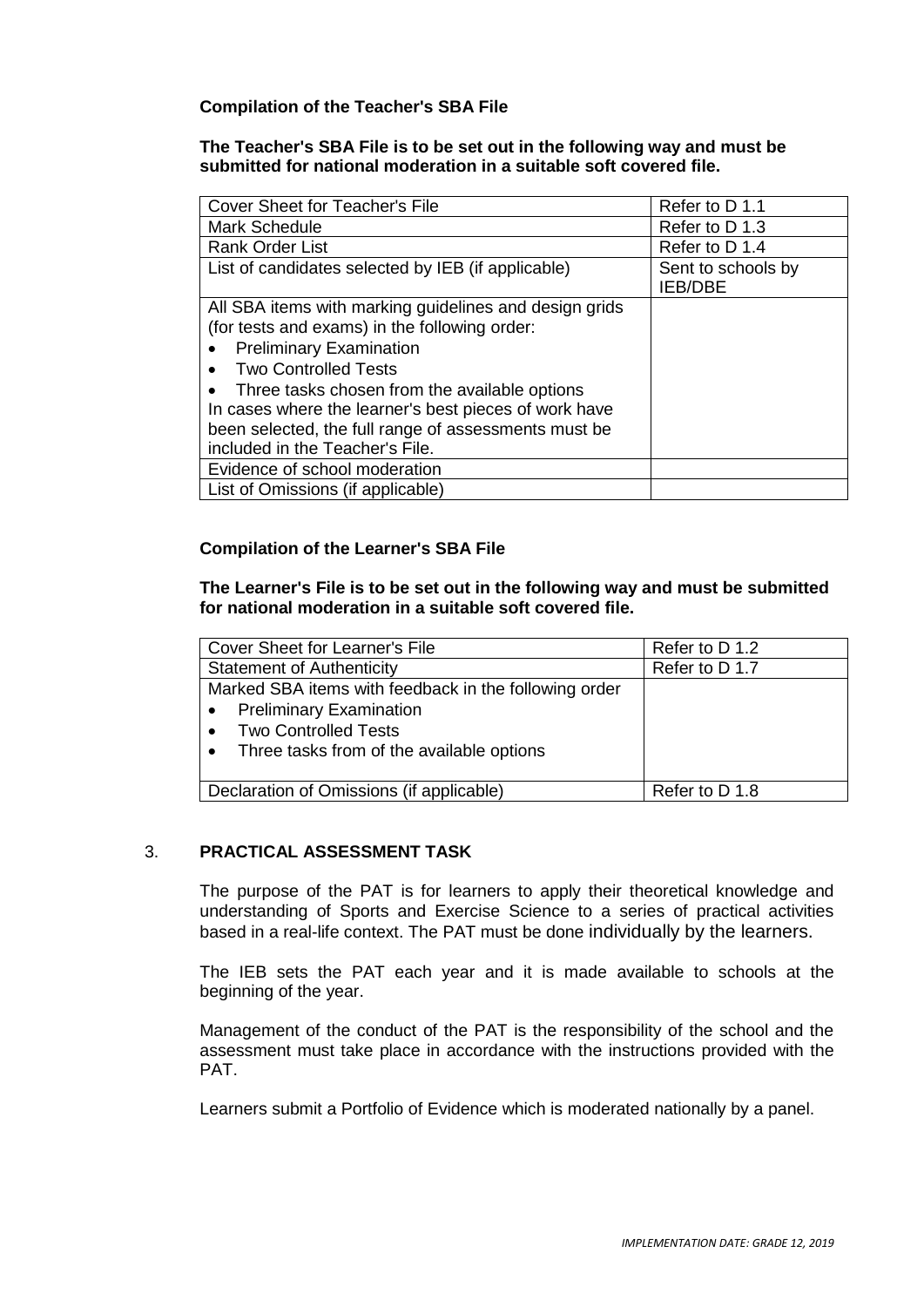**Compilation of the Teacher's SBA File**

**The Teacher's SBA File is to be set out in the following way and must be submitted for national moderation in a suitable soft covered file.**

| | |
|---|---|
| Cover Sheet for Teacher's File | Refer to D 1.1 |
| Mark Schedule | Refer to D 1.3 |
| Rank Order List | Refer to D 1.4 |
| List of candidates selected by IEB (if applicable) | Sent to schools by IEB/DBE |
| All SBA items with marking guidelines and design grids (for tests and exams) in the following order:<br>• Preliminary Examination<br>• Two Controlled Tests<br>• Three tasks chosen from the available options<br>In cases where the learner's best pieces of work have been selected, the full range of assessments must be included in the Teacher's File. | |
| Evidence of school moderation | |
| List of Omissions (if applicable) | |

**Compilation of the Learner's SBA File**

**The Learner's File is to be set out in the following way and must be submitted for national moderation in a suitable soft covered file.**

| | |
|---|---|
| Cover Sheet for Learner's File | Refer to D 1.2 |
| Statement of Authenticity | Refer to D 1.7 |
| Marked SBA items with feedback in the following order<br>• Preliminary Examination<br>• Two Controlled Tests<br>• Three tasks from of the available options | |
| Declaration of Omissions (if applicable) | Refer to D 1.8 |

## 3. PRACTICAL ASSESSMENT TASK

The purpose of the PAT is for learners to apply their theoretical knowledge and understanding of Sports and Exercise Science to a series of practical activities based in a real-life context. The PAT must be done individually by the learners.

The IEB sets the PAT each year and it is made available to schools at the beginning of the year.

Management of the conduct of the PAT is the responsibility of the school and the assessment must take place in accordance with the instructions provided with the PAT.

Learners submit a Portfolio of Evidence which is moderated nationally by a panel.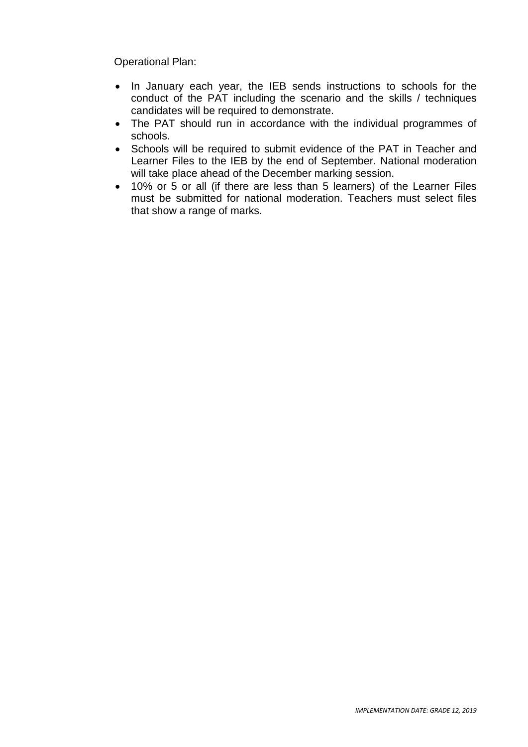Operational Plan:

- In January each year, the IEB sends instructions to schools for the conduct of the PAT including the scenario and the skills / techniques candidates will be required to demonstrate.
- The PAT should run in accordance with the individual programmes of schools.
- Schools will be required to submit evidence of the PAT in Teacher and Learner Files to the IEB by the end of September. National moderation will take place ahead of the December marking session.
- 10% or 5 or all (if there are less than 5 learners) of the Learner Files must be submitted for national moderation. Teachers must select files that show a range of marks.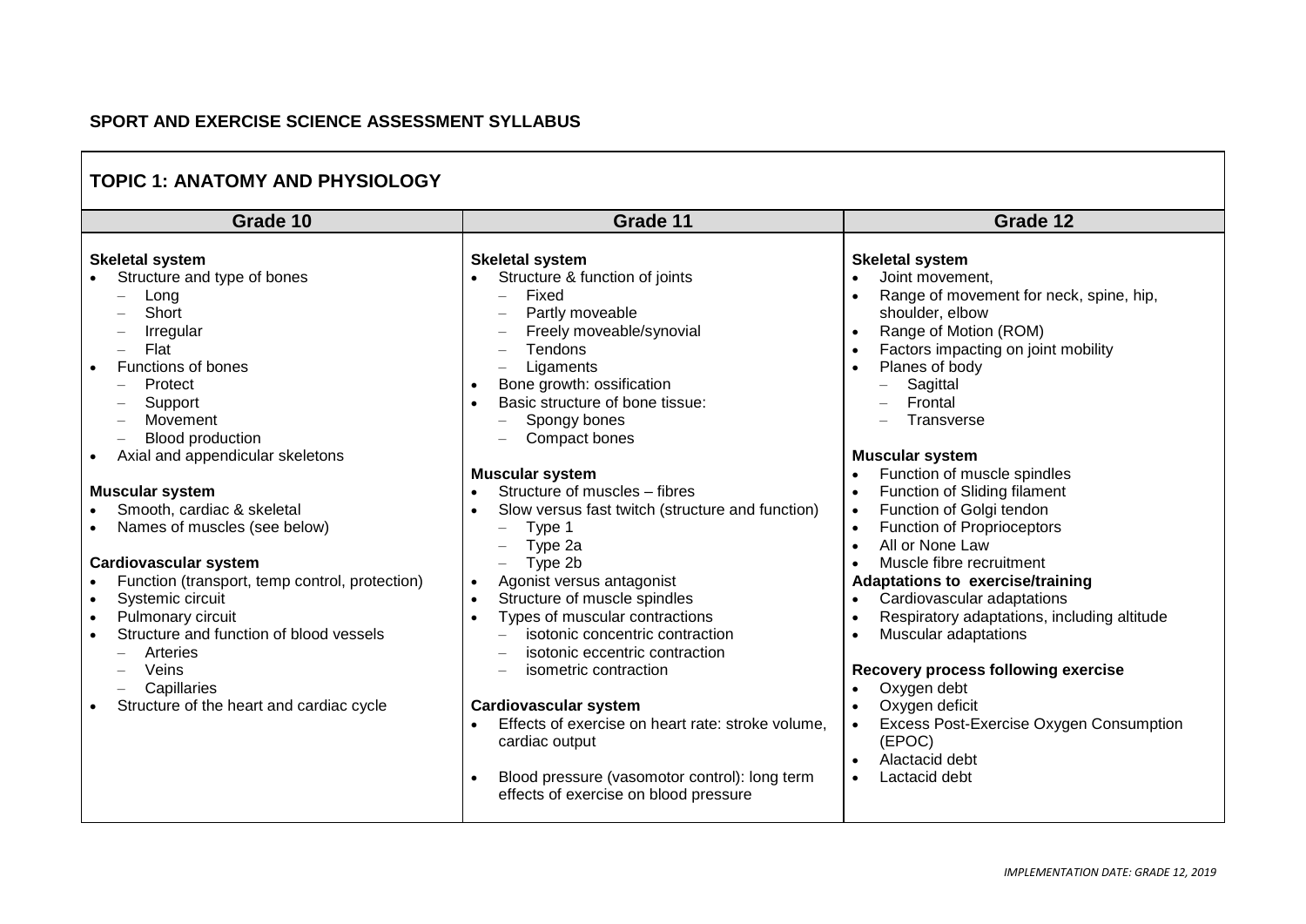**SPORT AND EXERCISE SCIENCE ASSESSMENT SYLLABUS**

## TOPIC 1: ANATOMY AND PHYSIOLOGY

| Grade 10 | Grade 11 | Grade 12 |
|---|---|---|
| **Skeletal system**<br>• Structure and type of bones<br>&nbsp;&nbsp;– Long<br>&nbsp;&nbsp;– Short<br>&nbsp;&nbsp;– Irregular<br>&nbsp;&nbsp;– Flat<br>• Functions of bones<br>&nbsp;&nbsp;– Protect<br>&nbsp;&nbsp;– Support<br>&nbsp;&nbsp;– Movement<br>&nbsp;&nbsp;– Blood production<br>• Axial and appendicular skeletons<br><br>**Muscular system**<br>• Smooth, cardiac & skeletal<br>• Names of muscles (see below)<br><br>**Cardiovascular system**<br>• Function (transport, temp control, protection)<br>• Systemic circuit<br>• Pulmonary circuit<br>• Structure and function of blood vessels<br>&nbsp;&nbsp;– Arteries<br>&nbsp;&nbsp;– Veins<br>&nbsp;&nbsp;– Capillaries<br>• Structure of the heart and cardiac cycle | **Skeletal system**<br>• Structure & function of joints<br>&nbsp;&nbsp;– Fixed<br>&nbsp;&nbsp;– Partly moveable<br>&nbsp;&nbsp;– Freely moveable/synovial<br>&nbsp;&nbsp;– Tendons<br>&nbsp;&nbsp;– Ligaments<br>• Bone growth: ossification<br>• Basic structure of bone tissue:<br>&nbsp;&nbsp;– Spongy bones<br>&nbsp;&nbsp;– Compact bones<br><br>**Muscular system**<br>• Structure of muscles – fibres<br>• Slow versus fast twitch (structure and function)<br>&nbsp;&nbsp;– Type 1<br>&nbsp;&nbsp;– Type 2a<br>&nbsp;&nbsp;– Type 2b<br>• Agonist versus antagonist<br>• Structure of muscle spindles<br>• Types of muscular contractions<br>&nbsp;&nbsp;– isotonic concentric contraction<br>&nbsp;&nbsp;– isotonic eccentric contraction<br>&nbsp;&nbsp;– isometric contraction<br><br>**Cardiovascular system**<br>• Effects of exercise on heart rate: stroke volume, cardiac output<br><br>• Blood pressure (vasomotor control): long term effects of exercise on blood pressure | **Skeletal system**<br>• Joint movement,<br>• Range of movement for neck, spine, hip, shoulder, elbow<br>• Range of Motion (ROM)<br>• Factors impacting on joint mobility<br>• Planes of body<br>&nbsp;&nbsp;– Sagittal<br>&nbsp;&nbsp;– Frontal<br>&nbsp;&nbsp;– Transverse<br><br>**Muscular system**<br>• Function of muscle spindles<br>• Function of Sliding filament<br>• Function of Golgi tendon<br>• Function of Proprioceptors<br>• All or None Law<br>• Muscle fibre recruitment<br>**Adaptations to exercise/training**<br>• Cardiovascular adaptations<br>• Respiratory adaptations, including altitude<br>• Muscular adaptations<br><br>**Recovery process following exercise**<br>• Oxygen debt<br>• Oxygen deficit<br>• Excess Post-Exercise Oxygen Consumption (EPOC)<br>• Alactacid debt<br>• Lactacid debt |

*IMPLEMENTATION DATE: GRADE 12, 2019*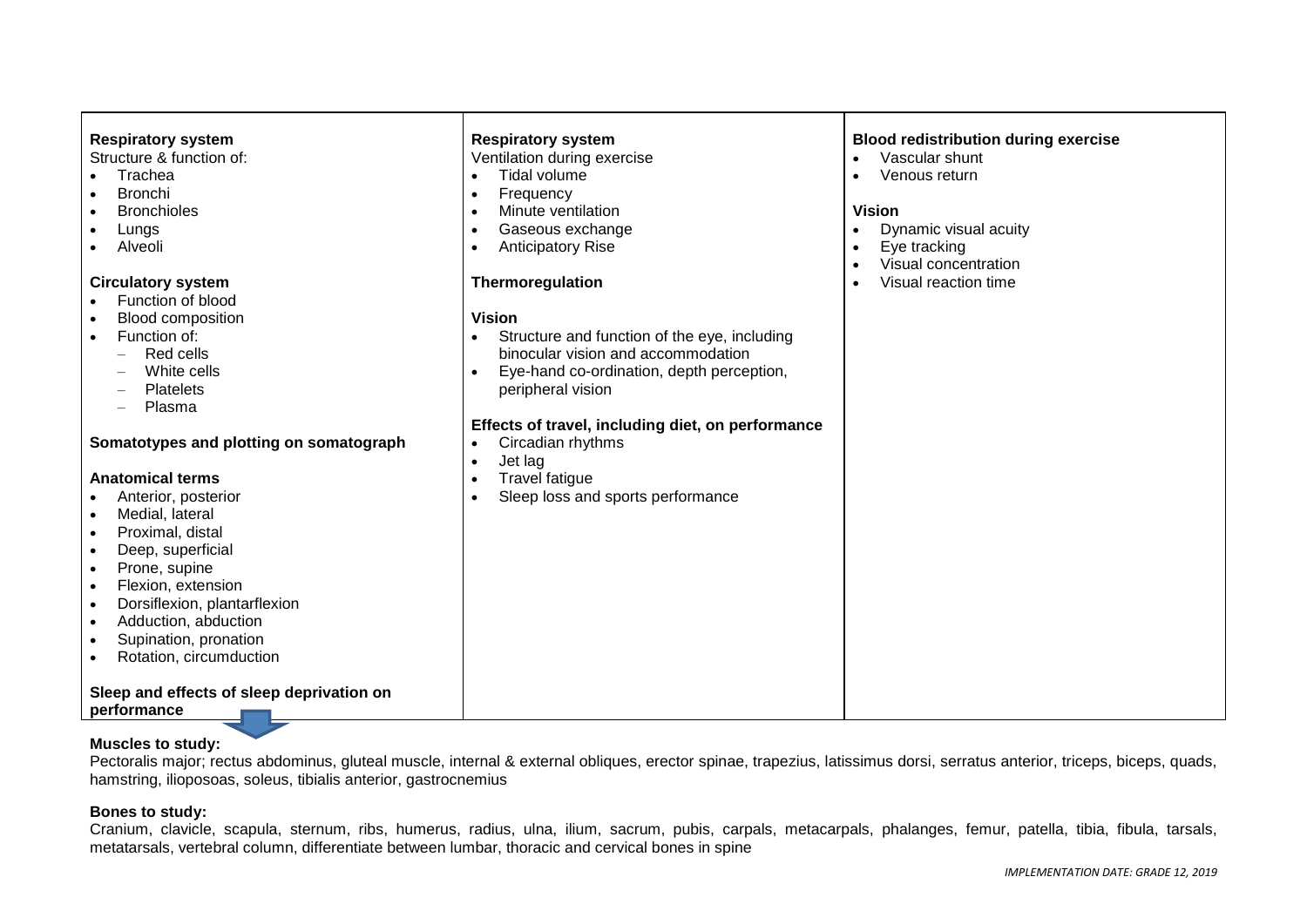| | | |
|---|---|---|
| **Respiratory system**<br>Structure & function of:<br>• Trachea<br>• Bronchi<br>• Bronchioles<br>• Lungs<br>• Alveoli<br><br>**Circulatory system**<br>• Function of blood<br>• Blood composition<br>• Function of:<br>  – Red cells<br>  – White cells<br>  – Platelets<br>  – Plasma<br><br>**Somatotypes and plotting on somatograph**<br><br>**Anatomical terms**<br>• Anterior, posterior<br>• Medial, lateral<br>• Proximal, distal<br>• Deep, superficial<br>• Prone, supine<br>• Flexion, extension<br>• Dorsiflexion, plantarflexion<br>• Adduction, abduction<br>• Supination, pronation<br>• Rotation, circumduction<br><br>**Sleep and effects of sleep deprivation on performance** | **Respiratory system**<br>Ventilation during exercise<br>• Tidal volume<br>• Frequency<br>• Minute ventilation<br>• Gaseous exchange<br>• Anticipatory Rise<br><br>**Thermoregulation**<br><br>**Vision**<br>• Structure and function of the eye, including binocular vision and accommodation<br>• Eye-hand co-ordination, depth perception, peripheral vision<br><br>**Effects of travel, including diet, on performance**<br>• Circadian rhythms<br>• Jet lag<br>• Travel fatigue<br>• Sleep loss and sports performance | **Blood redistribution during exercise**<br>• Vascular shunt<br>• Venous return<br><br>**Vision**<br>• Dynamic visual acuity<br>• Eye tracking<br>• Visual concentration<br>• Visual reaction time |

**Muscles to study:**
Pectoralis major; rectus abdominus, gluteal muscle, internal & external obliques, erector spinae, trapezius, latissimus dorsi, serratus anterior, triceps, biceps, quads, hamstring, ilioposoas, soleus, tibialis anterior, gastrocnemius

**Bones to study:**
Cranium, clavicle, scapula, sternum, ribs, humerus, radius, ulna, ilium, sacrum, pubis, carpals, metacarpals, phalanges, femur, patella, tibia, fibula, tarsals, metatarsals, vertebral column, differentiate between lumbar, thoracic and cervical bones in spine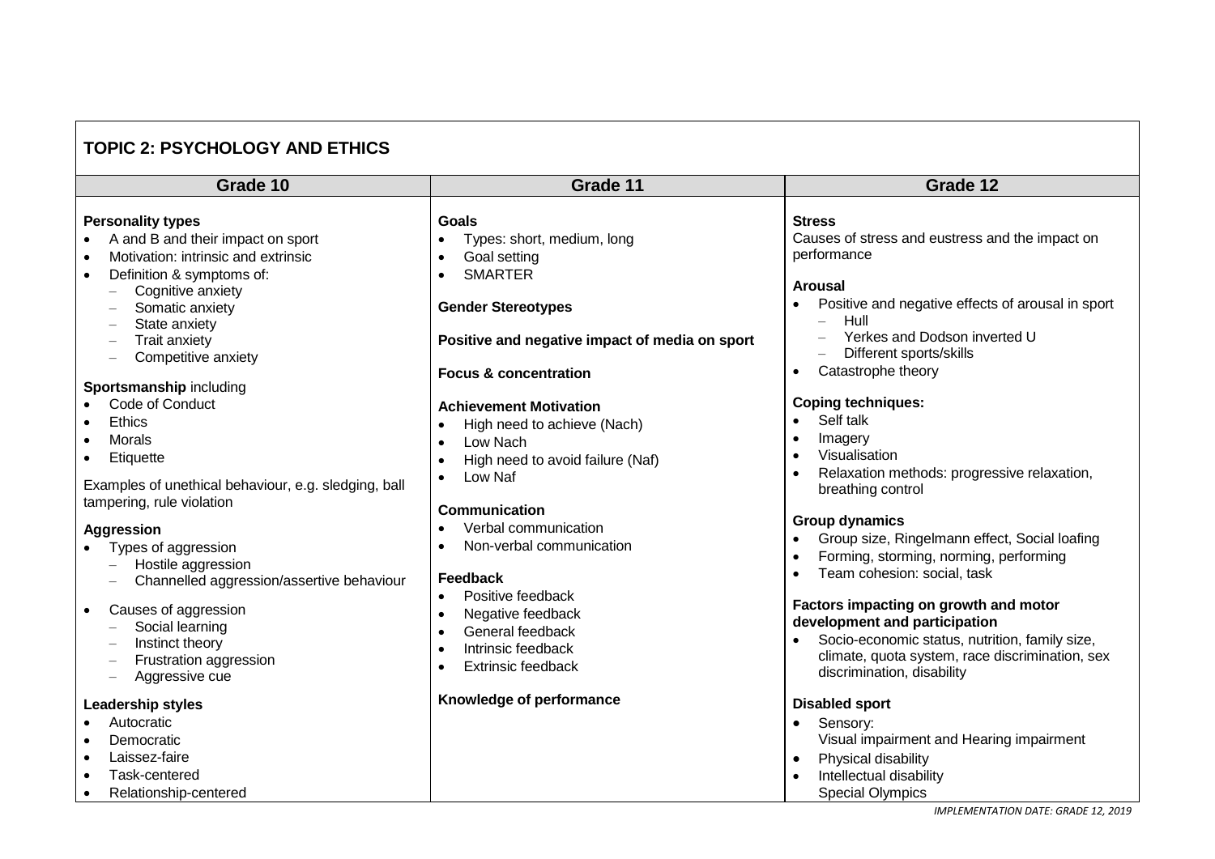**TOPIC 2: PSYCHOLOGY AND ETHICS**

| Grade 10 | Grade 11 | Grade 12 |
|---|---|---|
| **Personality types**<br>• A and B and their impact on sport<br>• Motivation: intrinsic and extrinsic<br>• Definition & symptoms of:<br>– Cognitive anxiety<br>– Somatic anxiety<br>– State anxiety<br>– Trait anxiety<br>– Competitive anxiety<br><br>**Sportsmanship** including<br>• Code of Conduct<br>• Ethics<br>• Morals<br>• Etiquette<br><br>Examples of unethical behaviour, e.g. sledging, ball tampering, rule violation<br><br>**Aggression**<br>• Types of aggression<br>– Hostile aggression<br>– Channelled aggression/assertive behaviour<br>• Causes of aggression<br>– Social learning<br>– Instinct theory<br>– Frustration aggression<br>– Aggressive cue<br><br>**Leadership styles**<br>• Autocratic<br>• Democratic<br>• Laissez-faire<br>• Task-centered<br>• Relationship-centered | **Goals**<br>• Types: short, medium, long<br>• Goal setting<br>• SMARTER<br><br>**Gender Stereotypes**<br><br>**Positive and negative impact of media on sport**<br><br>**Focus & concentration**<br><br>**Achievement Motivation**<br>• High need to achieve (Nach)<br>• Low Nach<br>• High need to avoid failure (Naf)<br>• Low Naf<br><br>**Communication**<br>• Verbal communication<br>• Non-verbal communication<br><br>**Feedback**<br>• Positive feedback<br>• Negative feedback<br>• General feedback<br>• Intrinsic feedback<br>• Extrinsic feedback<br><br>**Knowledge of performance** | **Stress**<br>Causes of stress and eustress and the impact on performance<br><br>**Arousal**<br>• Positive and negative effects of arousal in sport<br>– Hull<br>– Yerkes and Dodson inverted U<br>– Different sports/skills<br>• Catastrophe theory<br><br>**Coping techniques:**<br>• Self talk<br>• Imagery<br>• Visualisation<br>• Relaxation methods: progressive relaxation, breathing control<br><br>**Group dynamics**<br>• Group size, Ringelmann effect, Social loafing<br>• Forming, storming, norming, performing<br>• Team cohesion: social, task<br><br>**Factors impacting on growth and motor development and participation**<br>• Socio-economic status, nutrition, family size, climate, quota system, race discrimination, sex discrimination, disability<br><br>**Disabled sport**<br>• Sensory:<br>Visual impairment and Hearing impairment<br>• Physical disability<br>• Intellectual disability<br>Special Olympics |

*IMPLEMENTATION DATE: GRADE 12, 2019*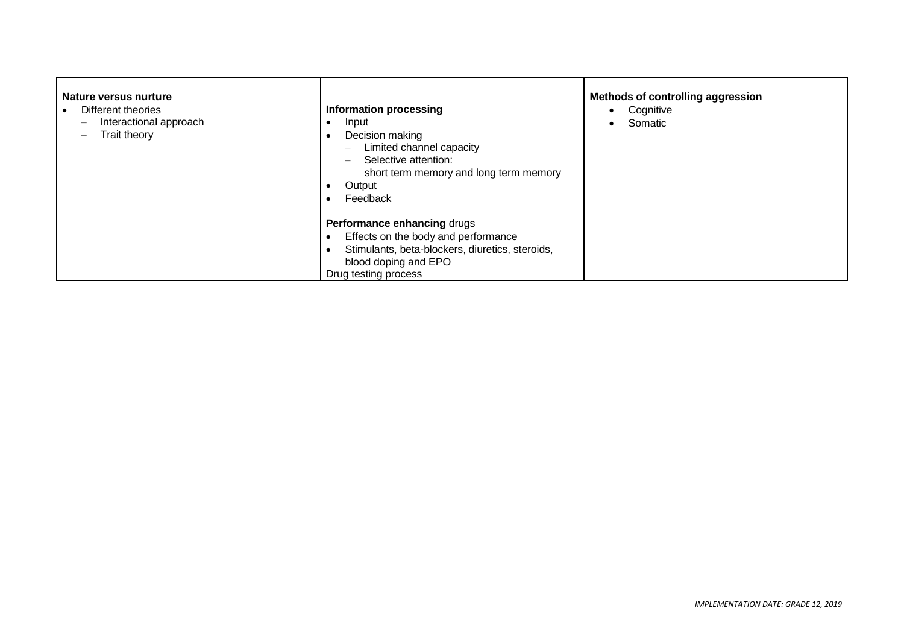| | | |
|---|---|---|
| **Nature versus nurture**<br>• Different theories<br>&nbsp;&nbsp;– Interactional approach<br>&nbsp;&nbsp;– Trait theory | **Information processing**<br>• Input<br>• Decision making<br>&nbsp;&nbsp;– Limited channel capacity<br>&nbsp;&nbsp;– Selective attention:<br>&nbsp;&nbsp;&nbsp;&nbsp;short term memory and long term memory<br>• Output<br>• Feedback<br><br>**Performance enhancing** drugs<br>• Effects on the body and performance<br>• Stimulants, beta-blockers, diuretics, steroids, blood doping and EPO<br>Drug testing process | **Methods of controlling aggression**<br>• Cognitive<br>• Somatic |

*IMPLEMENTATION DATE: GRADE 12, 2019*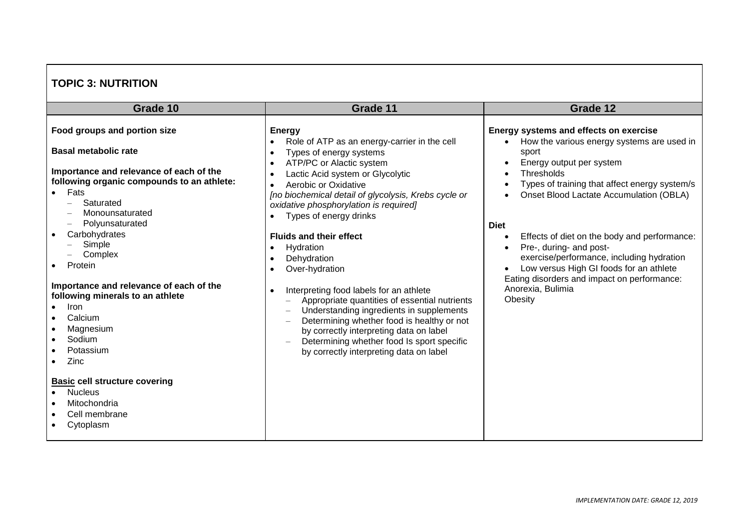## TOPIC 3: NUTRITION

| Grade 10 | Grade 11 | Grade 12 |
|---|---|---|
| **Food groups and portion size**<br><br>**Basal metabolic rate**<br><br>**Importance and relevance of each of the following organic compounds to an athlete:**<br>• Fats<br>  – Saturated<br>  – Monounsaturated<br>  – Polyunsaturated<br>• Carbohydrates<br>  – Simple<br>  – Complex<br>• Protein<br><br>**Importance and relevance of each of the following minerals to an athlete**<br>• Iron<br>• Calcium<br>• Magnesium<br>• Sodium<br>• Potassium<br>• Zinc<br><br>**<u>Basic</u> cell structure covering**<br>• Nucleus<br>• Mitochondria<br>• Cell membrane<br>• Cytoplasm | **Energy**<br>• Role of ATP as an energy-carrier in the cell<br>• Types of energy systems<br>• ATP/PC or Alactic system<br>• Lactic Acid system or Glycolytic<br>• Aerobic or Oxidative<br>*[no biochemical detail of glycolysis, Krebs cycle or oxidative phosphorylation is required]*<br>• Types of energy drinks<br><br>**Fluids and their effect**<br>• Hydration<br>• Dehydration<br>• Over-hydration<br><br>• Interpreting food labels for an athlete<br>  – Appropriate quantities of essential nutrients<br>  – Understanding ingredients in supplements<br>  – Determining whether food is healthy or not by correctly interpreting data on label<br>  – Determining whether food Is sport specific by correctly interpreting data on label | **Energy systems and effects on exercise**<br>• How the various energy systems are used in sport<br>• Energy output per system<br>• Thresholds<br>• Types of training that affect energy system/s<br>• Onset Blood Lactate Accumulation (OBLA)<br><br>**Diet**<br>• Effects of diet on the body and performance:<br>• Pre-, during- and post-exercise/performance, including hydration<br>• Low versus High GI foods for an athlete<br>Eating disorders and impact on performance:<br>Anorexia, Bulimia<br>Obesity |

*IMPLEMENTATION DATE: GRADE 12, 2019*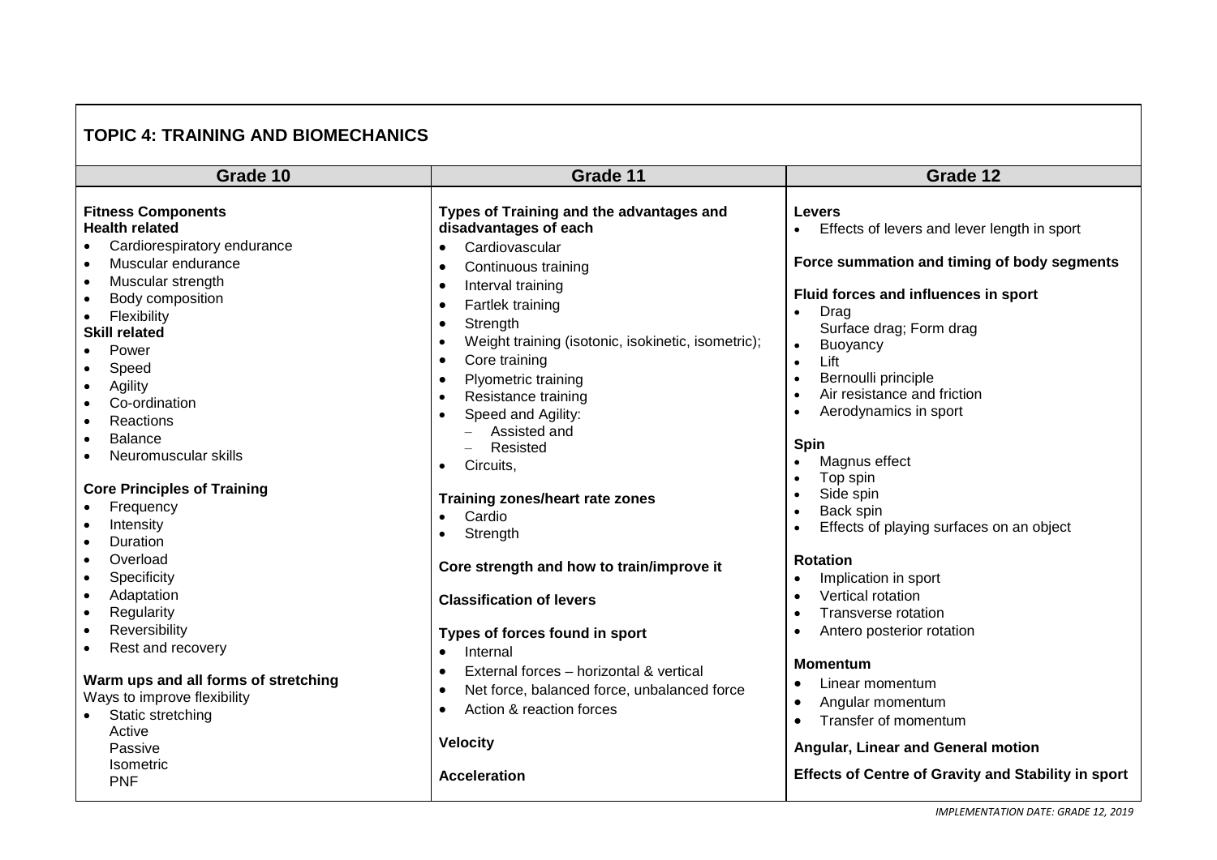## TOPIC 4: TRAINING AND BIOMECHANICS

| Grade 10 | Grade 11 | Grade 12 |
|---|---|---|
| **Fitness Components**<br>**Health related**<br>• Cardiorespiratory endurance<br>• Muscular endurance<br>• Muscular strength<br>• Body composition<br>• Flexibility<br>**Skill related**<br>• Power<br>• Speed<br>• Agility<br>• Co-ordination<br>• Reactions<br>• Balance<br>• Neuromuscular skills<br><br>**Core Principles of Training**<br>• Frequency<br>• Intensity<br>• Duration<br>• Overload<br>• Specificity<br>• Adaptation<br>• Regularity<br>• Reversibility<br>• Rest and recovery<br><br>**Warm ups and all forms of stretching**<br>Ways to improve flexibility<br>• Static stretching<br>Active<br>Passive<br>Isometric<br>PNF | **Types of Training and the advantages and disadvantages of each**<br>• Cardiovascular<br>• Continuous training<br>• Interval training<br>• Fartlek training<br>• Strength<br>• Weight training (isotonic, isokinetic, isometric);<br>• Core training<br>• Plyometric training<br>• Resistance training<br>• Speed and Agility:<br>– Assisted and<br>– Resisted<br>• Circuits,<br><br>**Training zones/heart rate zones**<br>• Cardio<br>• Strength<br><br>**Core strength and how to train/improve it**<br><br>**Classification of levers**<br><br>**Types of forces found in sport**<br>• Internal<br>• External forces – horizontal & vertical<br>• Net force, balanced force, unbalanced force<br>• Action & reaction forces<br><br>**Velocity**<br><br>**Acceleration** | **Levers**<br>• Effects of levers and lever length in sport<br><br>**Force summation and timing of body segments**<br><br>**Fluid forces and influences in sport**<br>• Drag<br>Surface drag; Form drag<br>• Buoyancy<br>• Lift<br>• Bernoulli principle<br>• Air resistance and friction<br>• Aerodynamics in sport<br><br>**Spin**<br>• Magnus effect<br>• Top spin<br>• Side spin<br>• Back spin<br>• Effects of playing surfaces on an object<br><br>**Rotation**<br>• Implication in sport<br>• Vertical rotation<br>• Transverse rotation<br>• Antero posterior rotation<br><br>**Momentum**<br>• Linear momentum<br>• Angular momentum<br>• Transfer of momentum<br><br>**Angular, Linear and General motion**<br><br>**Effects of Centre of Gravity and Stability in sport** |

*IMPLEMENTATION DATE: GRADE 12, 2019*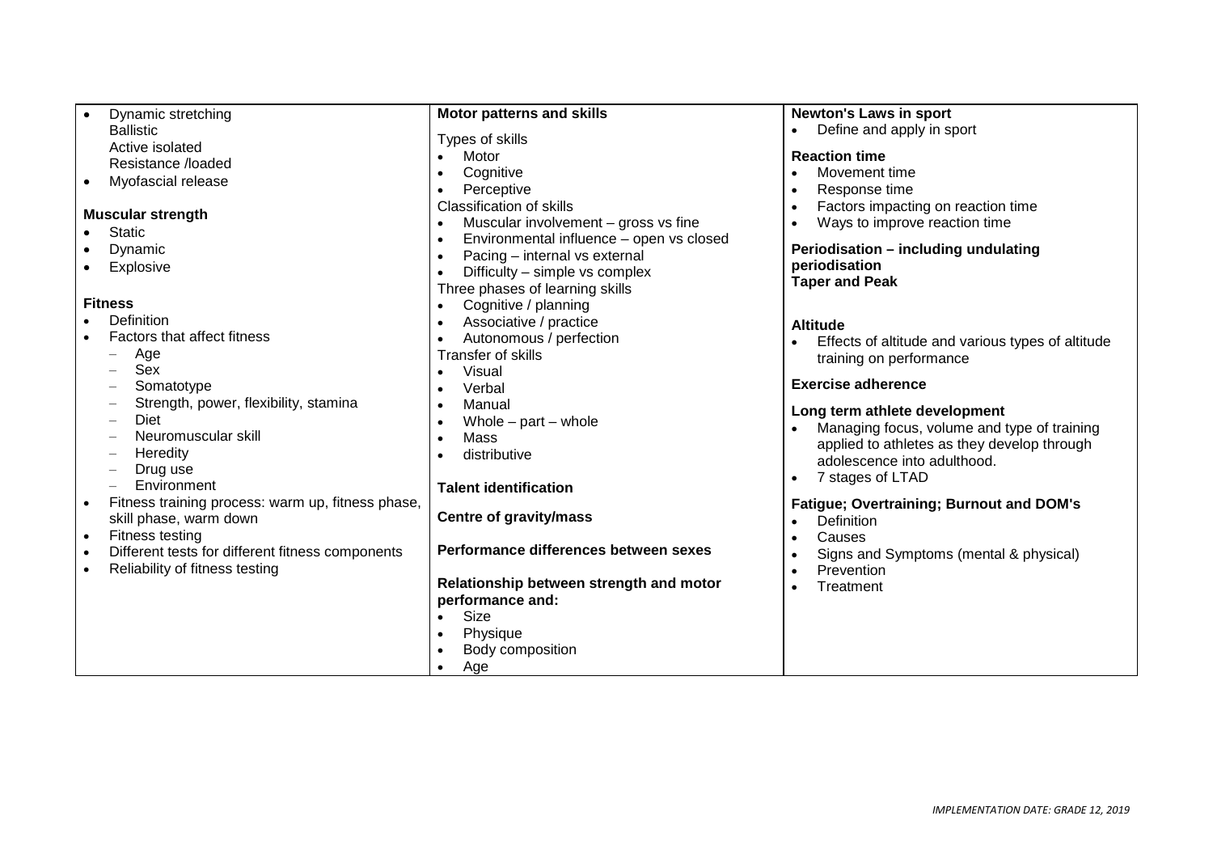| | | |
|---|---|---|
| • Dynamic stretching<br>Ballistic<br>Active isolated<br>Resistance /loaded<br>• Myofascial release<br><br>**Muscular strength**<br>• Static<br>• Dynamic<br>• Explosive<br><br>**Fitness**<br>• Definition<br>• Factors that affect fitness<br>– Age<br>– Sex<br>– Somatotype<br>– Strength, power, flexibility, stamina<br>– Diet<br>– Neuromuscular skill<br>– Heredity<br>– Drug use<br>– Environment<br>• Fitness training process: warm up, fitness phase, skill phase, warm down<br>• Fitness testing<br>• Different tests for different fitness components<br>• Reliability of fitness testing | **Motor patterns and skills**<br><br>Types of skills<br>• Motor<br>• Cognitive<br>• Perceptive<br>Classification of skills<br>• Muscular involvement – gross vs fine<br>• Environmental influence – open vs closed<br>• Pacing – internal vs external<br>• Difficulty – simple vs complex<br>Three phases of learning skills<br>• Cognitive / planning<br>• Associative / practice<br>• Autonomous / perfection<br>Transfer of skills<br>• Visual<br>• Verbal<br>• Manual<br>• Whole – part – whole<br>• Mass<br>• distributive<br><br>**Talent identification**<br><br>**Centre of gravity/mass**<br><br>**Performance differences between sexes**<br><br>**Relationship between strength and motor performance and:**<br>• Size<br>• Physique<br>• Body composition<br>• Age | **Newton's Laws in sport**<br>• Define and apply in sport<br><br>**Reaction time**<br>• Movement time<br>• Response time<br>• Factors impacting on reaction time<br>• Ways to improve reaction time<br><br>**Periodisation – including undulating periodisation**<br>**Taper and Peak**<br><br>**Altitude**<br>• Effects of altitude and various types of altitude training on performance<br><br>**Exercise adherence**<br><br>**Long term athlete development**<br>• Managing focus, volume and type of training applied to athletes as they develop through adolescence into adulthood.<br>• 7 stages of LTAD<br><br>**Fatigue; Overtraining; Burnout and DOM's**<br>• Definition<br>• Causes<br>• Signs and Symptoms (mental & physical)<br>• Prevention<br>• Treatment |

*IMPLEMENTATION DATE: GRADE 12, 2019*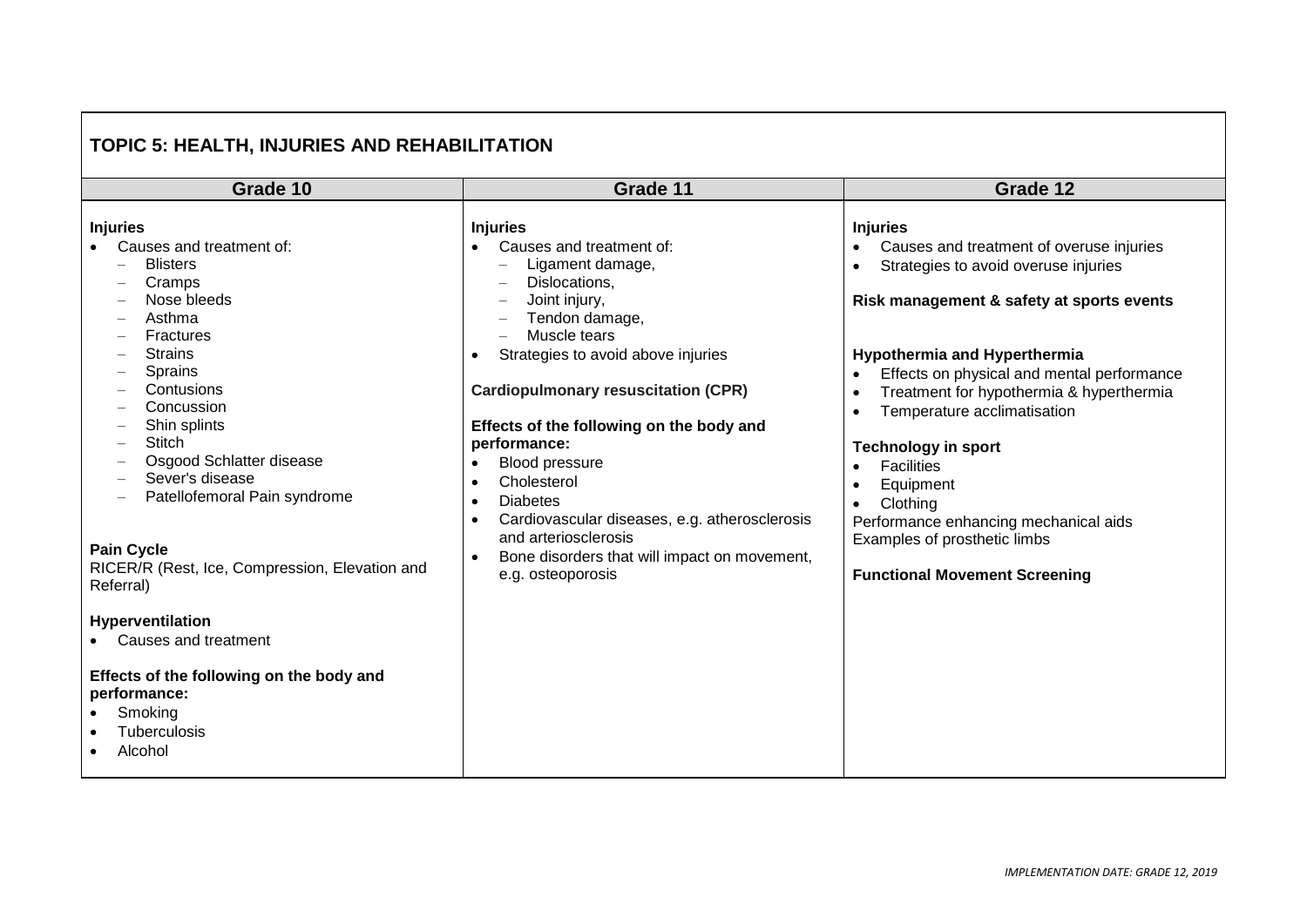## TOPIC 5: HEALTH, INJURIES AND REHABILITATION

| Grade 10 | Grade 11 | Grade 12 |
|---|---|---|
| **Injuries**<br>• Causes and treatment of:<br>&nbsp;&nbsp;– Blisters<br>&nbsp;&nbsp;– Cramps<br>&nbsp;&nbsp;– Nose bleeds<br>&nbsp;&nbsp;– Asthma<br>&nbsp;&nbsp;– Fractures<br>&nbsp;&nbsp;– Strains<br>&nbsp;&nbsp;– Sprains<br>&nbsp;&nbsp;– Contusions<br>&nbsp;&nbsp;– Concussion<br>&nbsp;&nbsp;– Shin splints<br>&nbsp;&nbsp;– Stitch<br>&nbsp;&nbsp;– Osgood Schlatter disease<br>&nbsp;&nbsp;– Sever's disease<br>&nbsp;&nbsp;– Patellofemoral Pain syndrome<br><br>**Pain Cycle**<br>RICER/R (Rest, Ice, Compression, Elevation and Referral)<br><br>**Hyperventilation**<br>• Causes and treatment<br><br>**Effects of the following on the body and performance:**<br>• Smoking<br>• Tuberculosis<br>• Alcohol | **Injuries**<br>• Causes and treatment of:<br>&nbsp;&nbsp;– Ligament damage,<br>&nbsp;&nbsp;– Dislocations,<br>&nbsp;&nbsp;– Joint injury,<br>&nbsp;&nbsp;– Tendon damage,<br>&nbsp;&nbsp;– Muscle tears<br>• Strategies to avoid above injuries<br><br>**Cardiopulmonary resuscitation (CPR)**<br><br>**Effects of the following on the body and performance:**<br>• Blood pressure<br>• Cholesterol<br>• Diabetes<br>• Cardiovascular diseases, e.g. atherosclerosis and arteriosclerosis<br>• Bone disorders that will impact on movement, e.g. osteoporosis | **Injuries**<br>• Causes and treatment of overuse injuries<br>• Strategies to avoid overuse injuries<br><br>**Risk management & safety at sports events**<br><br>**Hypothermia and Hyperthermia**<br>• Effects on physical and mental performance<br>• Treatment for hypothermia & hyperthermia<br>• Temperature acclimatisation<br><br>**Technology in sport**<br>• Facilities<br>• Equipment<br>• Clothing<br>Performance enhancing mechanical aids<br>Examples of prosthetic limbs<br><br>**Functional Movement Screening** |

*IMPLEMENTATION DATE: GRADE 12, 2019*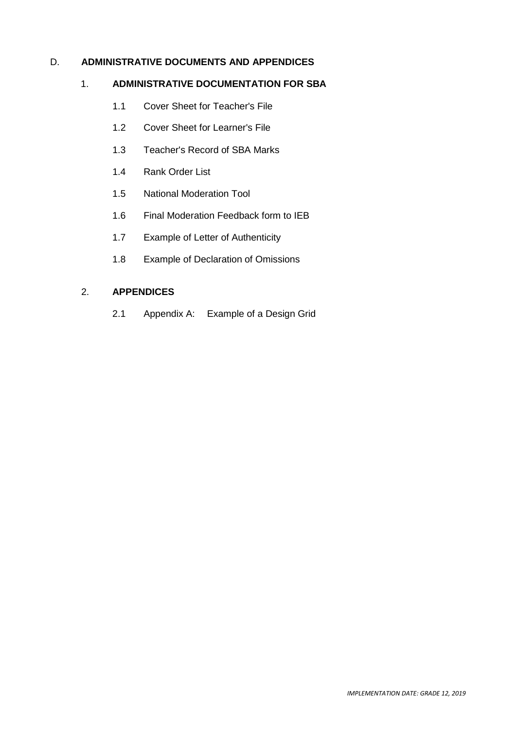## D. ADMINISTRATIVE DOCUMENTS AND APPENDICES

### 1. ADMINISTRATIVE DOCUMENTATION FOR SBA

1.1 Cover Sheet for Teacher's File

1.2 Cover Sheet for Learner's File

1.3 Teacher's Record of SBA Marks

1.4 Rank Order List

1.5 National Moderation Tool

1.6 Final Moderation Feedback form to IEB

1.7 Example of Letter of Authenticity

1.8 Example of Declaration of Omissions

### 2. APPENDICES

2.1 Appendix A: Example of a Design Grid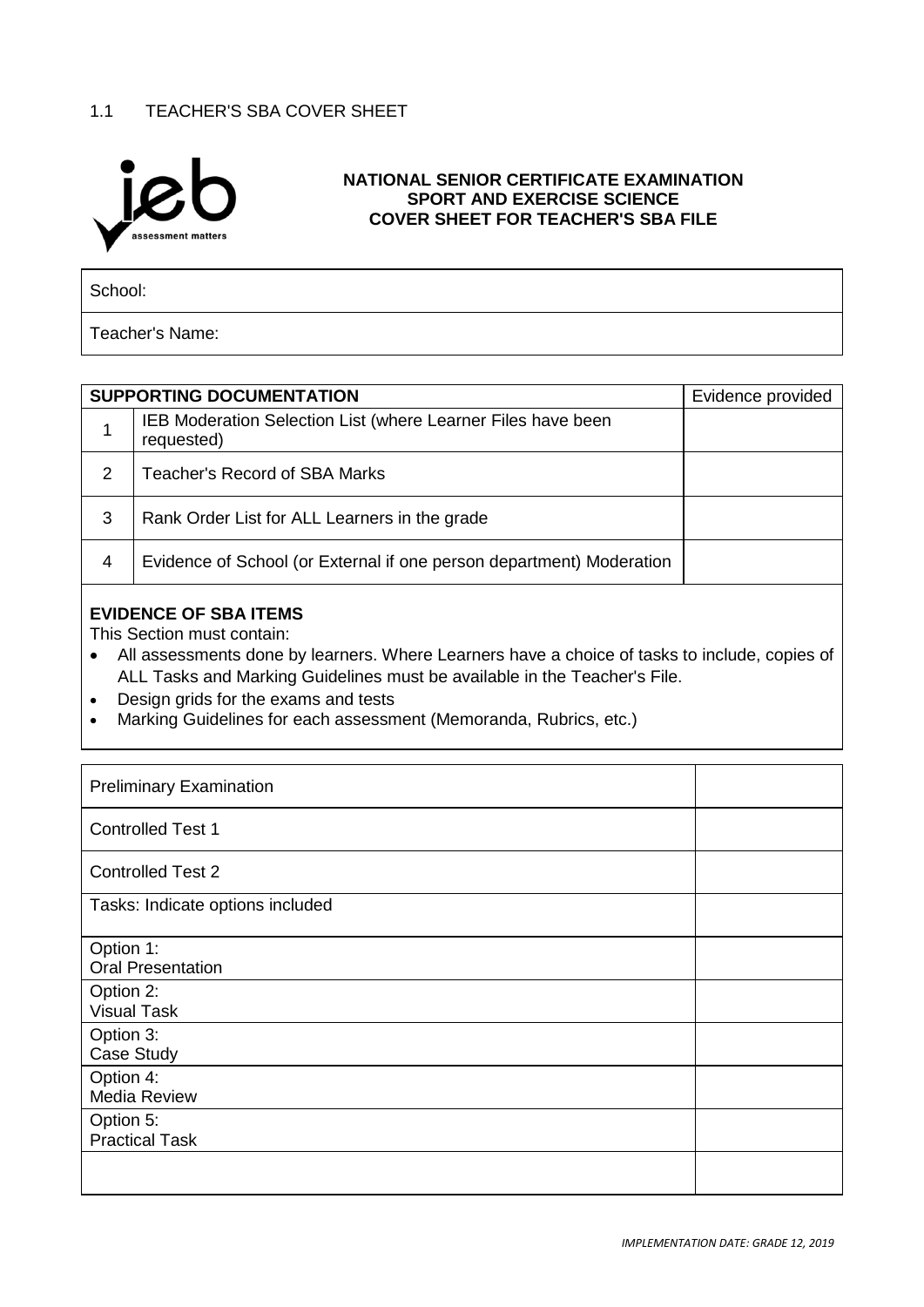## 1.1 TEACHER'S SBA COVER SHEET

**NATIONAL SENIOR CERTIFICATE EXAMINATION**
**SPORT AND EXERCISE SCIENCE**
**COVER SHEET FOR TEACHER'S SBA FILE**

| School: |
|---|
| Teacher's Name: |

| **SUPPORTING DOCUMENTATION** | | Evidence provided |
|---|---|---|
| 1 | IEB Moderation Selection List (where Learner Files have been requested) | |
| 2 | Teacher's Record of SBA Marks | |
| 3 | Rank Order List for ALL Learners in the grade | |
| 4 | Evidence of School (or External if one person department) Moderation | |

**EVIDENCE OF SBA ITEMS**

This Section must contain:

- All assessments done by learners. Where Learners have a choice of tasks to include, copies of ALL Tasks and Marking Guidelines must be available in the Teacher's File.
- Design grids for the exams and tests
- Marking Guidelines for each assessment (Memoranda, Rubrics, etc.)

| | |
|---|---|
| Preliminary Examination | |
| Controlled Test 1 | |
| Controlled Test 2 | |
| Tasks: Indicate options included | |
| Option 1: Oral Presentation | |
| Option 2: Visual Task | |
| Option 3: Case Study | |
| Option 4: Media Review | |
| Option 5: Practical Task | |
| | |

*IMPLEMENTATION DATE: GRADE 12, 2019*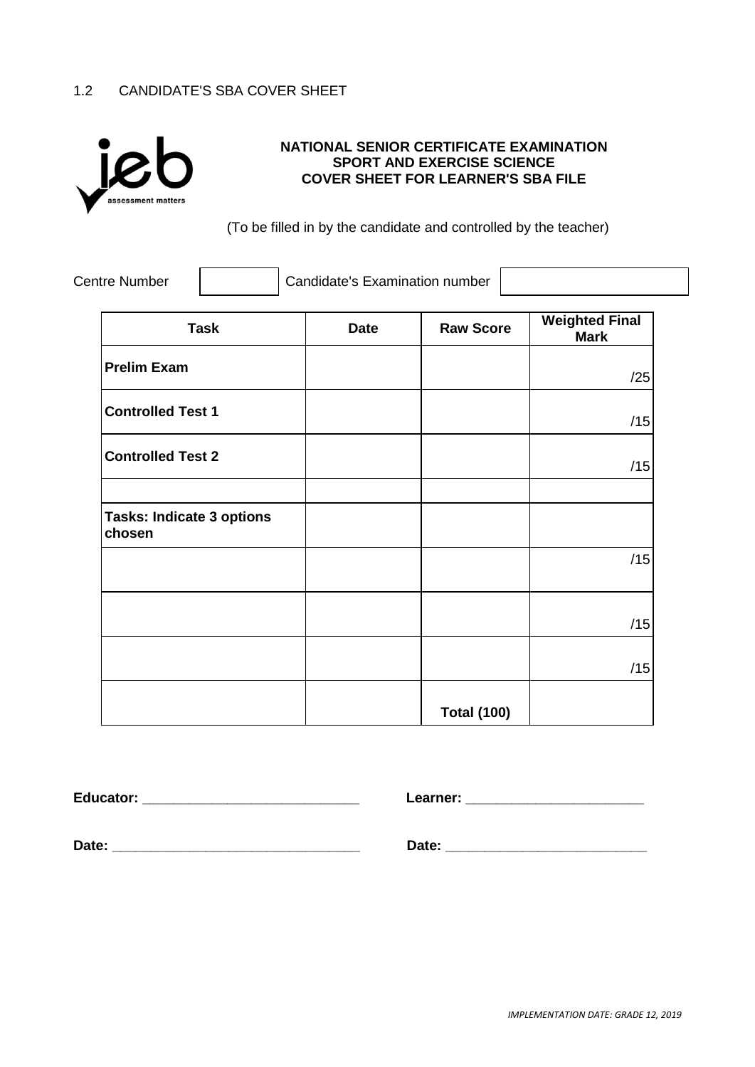## 1.2 CANDIDATE'S SBA COVER SHEET

**NATIONAL SENIOR CERTIFICATE EXAMINATION**
**SPORT AND EXERCISE SCIENCE**
**COVER SHEET FOR LEARNER'S SBA FILE**

(To be filled in by the candidate and controlled by the teacher)

Centre Number ______ Candidate's Examination number ______

| Task | Date | Raw Score | Weighted Final Mark |
|---|---|---|---|
| **Prelim Exam** | | | /25 |
| **Controlled Test 1** | | | /15 |
| **Controlled Test 2** | | | /15 |
| | | | |
| **Tasks: Indicate 3 options chosen** | | | |
| | | | /15 |
| | | | /15 |
| | | | /15 |
| | | **Total (100)** | |

**Educator:** ____________________________ **Learner:** ______________________

**Date:** ________________________________ **Date:** _________________________

*IMPLEMENTATION DATE: GRADE 12, 2019*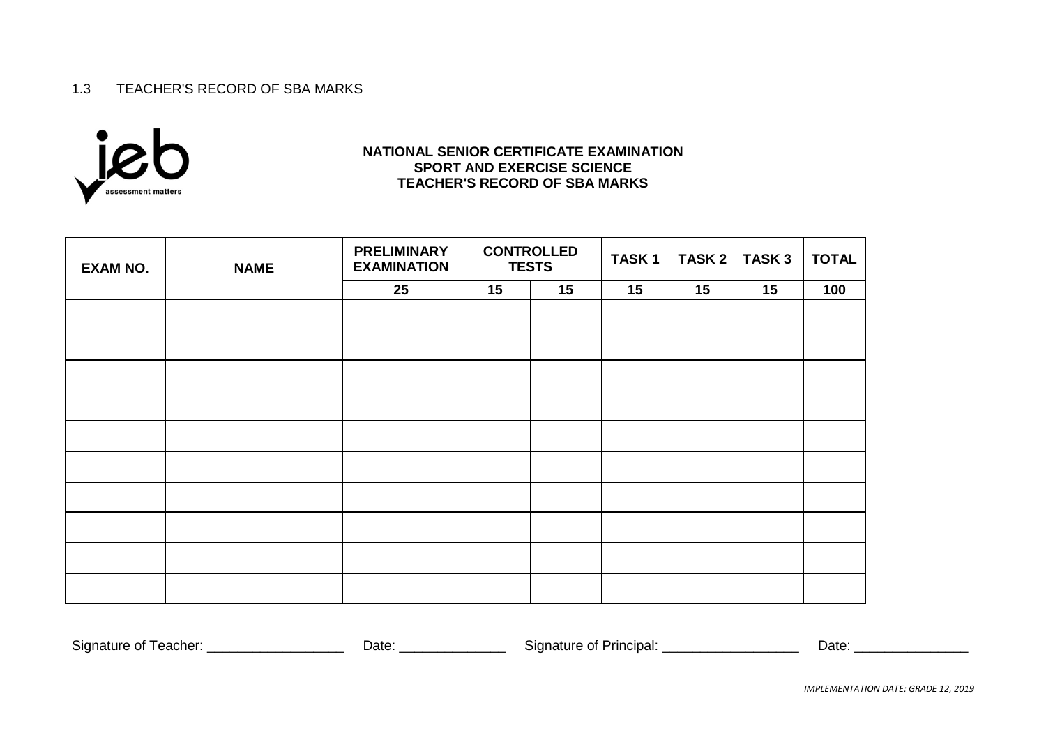1.3 TEACHER'S RECORD OF SBA MARKS

**NATIONAL SENIOR CERTIFICATE EXAMINATION**
**SPORT AND EXERCISE SCIENCE**
**TEACHER'S RECORD OF SBA MARKS**

| EXAM NO. | NAME | PRELIMINARY EXAMINATION | CONTROLLED TESTS | | TASK 1 | TASK 2 | TASK 3 | TOTAL |
|---|---|---|---|---|---|---|---|---|
| | | 25 | 15 | 15 | 15 | 15 | 15 | 100 |
| | | | | | | | | |
| | | | | | | | | |
| | | | | | | | | |
| | | | | | | | | |
| | | | | | | | | |
| | | | | | | | | |
| | | | | | | | | |
| | | | | | | | | |
| | | | | | | | | |
| | | | | | | | | |

Signature of Teacher: __________________ Date: ______________ Signature of Principal: ___________________ Date: _______________

*IMPLEMENTATION DATE: GRADE 12, 2019*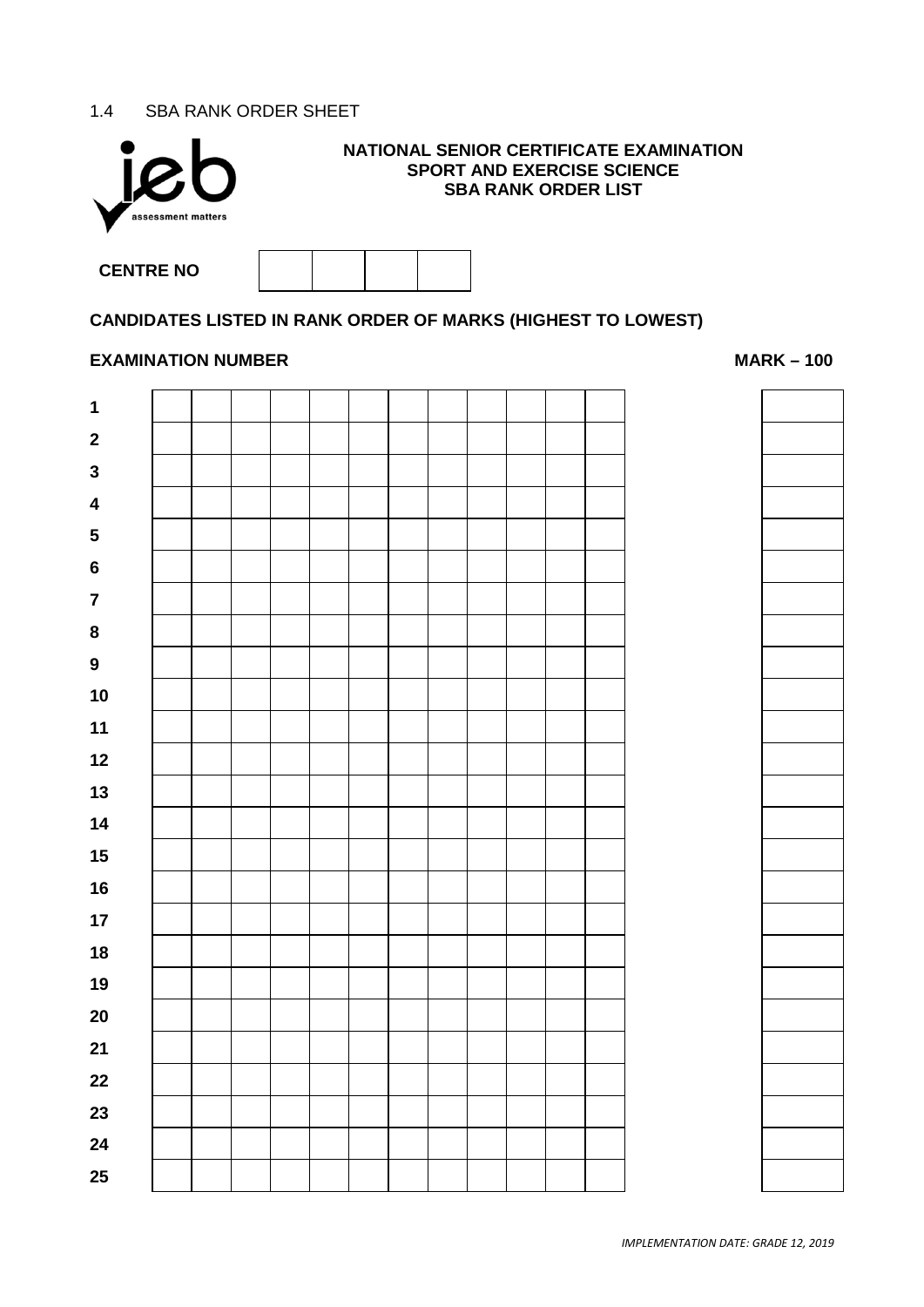1.4 SBA RANK ORDER SHEET

**NATIONAL SENIOR CERTIFICATE EXAMINATION**
**SPORT AND EXERCISE SCIENCE**
**SBA RANK ORDER LIST**

**CENTRE NO**

| | | | |
|---|---|---|---|
| | | | |

**CANDIDATES LISTED IN RANK ORDER OF MARKS (HIGHEST TO LOWEST)**

| | EXAMINATION NUMBER | | | | | | | | | | | | MARK – 100 |
|---|---|---|---|---|---|---|---|---|---|---|---|---|---|
| **1** | | | | | | | | | | | | | |
| **2** | | | | | | | | | | | | | |
| **3** | | | | | | | | | | | | | |
| **4** | | | | | | | | | | | | | |
| **5** | | | | | | | | | | | | | |
| **6** | | | | | | | | | | | | | |
| **7** | | | | | | | | | | | | | |
| **8** | | | | | | | | | | | | | |
| **9** | | | | | | | | | | | | | |
| **10** | | | | | | | | | | | | | |
| **11** | | | | | | | | | | | | | |
| **12** | | | | | | | | | | | | | |
| **13** | | | | | | | | | | | | | |
| **14** | | | | | | | | | | | | | |
| **15** | | | | | | | | | | | | | |
| **16** | | | | | | | | | | | | | |
| **17** | | | | | | | | | | | | | |
| **18** | | | | | | | | | | | | | |
| **19** | | | | | | | | | | | | | |
| **20** | | | | | | | | | | | | | |
| **21** | | | | | | | | | | | | | |
| **22** | | | | | | | | | | | | | |
| **23** | | | | | | | | | | | | | |
| **24** | | | | | | | | | | | | | |
| **25** | | | | | | | | | | | | | |

*IMPLEMENTATION DATE: GRADE 12, 2019*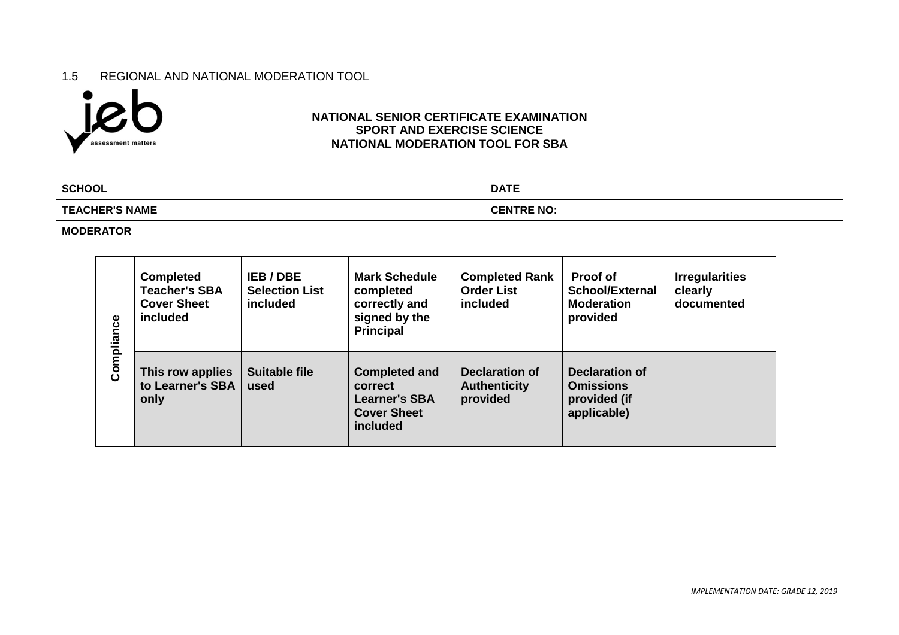1.5 REGIONAL AND NATIONAL MODERATION TOOL

**NATIONAL SENIOR CERTIFICATE EXAMINATION**
**SPORT AND EXERCISE SCIENCE**
**NATIONAL MODERATION TOOL FOR SBA**

| **SCHOOL** | **DATE** |
|---|---|
| **TEACHER'S NAME** | **CENTRE NO:** |
| **MODERATOR** | |

| **Compliance** | **Completed Teacher's SBA Cover Sheet included** | **IEB / DBE Selection List included** | **Mark Schedule completed correctly and signed by the Principal** | **Completed Rank Order List included** | **Proof of School/External Moderation provided** | **Irregularities clearly documented** |
|---|---|---|---|---|---|---|
| | **This row applies to Learner's SBA only** | **Suitable file used** | **Completed and correct Learner's SBA Cover Sheet included** | **Declaration of Authenticity provided** | **Declaration of Omissions provided (if applicable)** | |

*IMPLEMENTATION DATE: GRADE 12, 2019*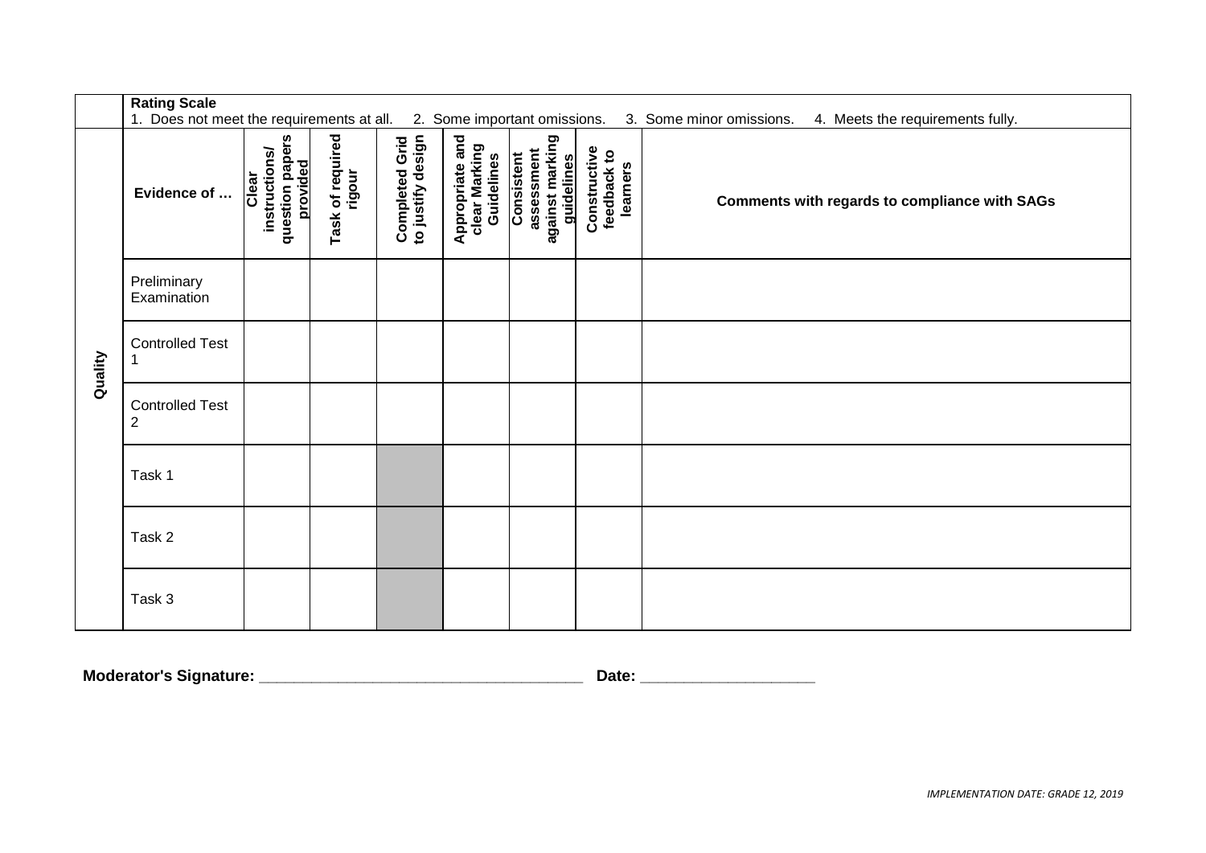| | **Rating Scale**<br>1. Does not meet the requirements at all. 2. Some important omissions. 3. Some minor omissions. 4. Meets the requirements fully. | | | | | | | |
|---|---|---|---|---|---|---|---|---|
| **Quality** | **Evidence of …** | **Clear instructions/ question papers provided** | **Task of required rigour** | **Completed Grid to justify design** | **Appropriate and clear Marking Guidelines** | **Consistent assessment against marking guidelines** | **Constructive feedback to learners** | **Comments with regards to compliance with SAGs** |
| | Preliminary Examination | | | | | | | |
| | Controlled Test 1 | | | | | | | |
| | Controlled Test 2 | | | | | | | |
| | Task 1 | | | | | | | |
| | Task 2 | | | | | | | |
| | Task 3 | | | | | | | |

**Moderator's Signature:** ______________________________________ **Date:** ____________________

*IMPLEMENTATION DATE: GRADE 12, 2019*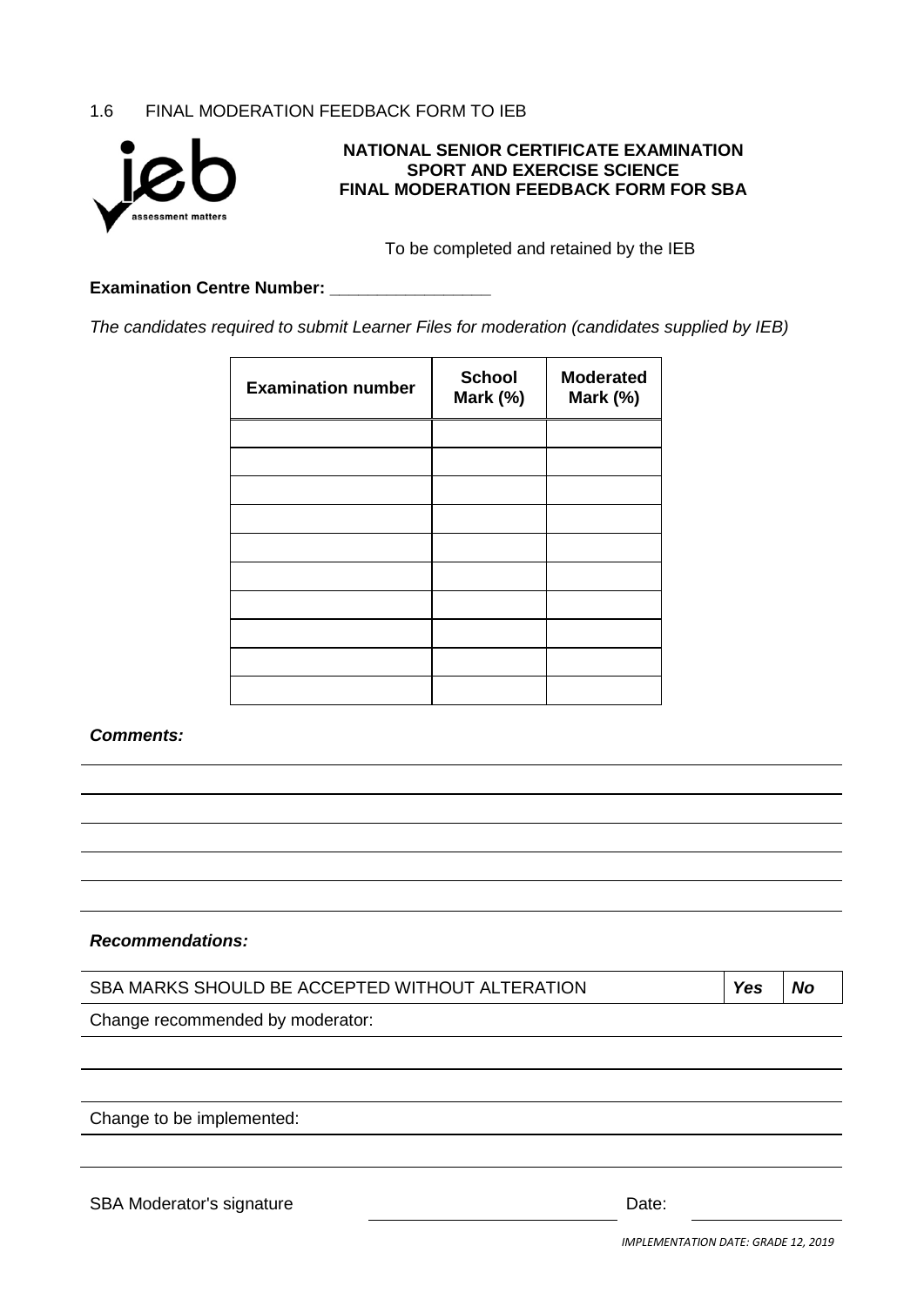## 1.6 FINAL MODERATION FEEDBACK FORM TO IEB

**NATIONAL SENIOR CERTIFICATE EXAMINATION**
**SPORT AND EXERCISE SCIENCE**
**FINAL MODERATION FEEDBACK FORM FOR SBA**

To be completed and retained by the IEB

**Examination Centre Number: ________________**

*The candidates required to submit Learner Files for moderation (candidates supplied by IEB)*

| Examination number | School Mark (%) | Moderated Mark (%) |
|---|---|---|
| | | |
| | | |
| | | |
| | | |
| | | |
| | | |
| | | |
| | | |
| | | |
| | | |

***Comments:***

______________________________________________________________________

______________________________________________________________________

______________________________________________________________________

______________________________________________________________________

______________________________________________________________________

***Recommendations:***

| SBA MARKS SHOULD BE ACCEPTED WITHOUT ALTERATION | ***Yes*** | ***No*** |
|---|---|---|

Change recommended by moderator:

______________________________________________________________________

______________________________________________________________________

Change to be implemented:

______________________________________________________________________

SBA Moderator's signature ____________________ Date: ______________

*IMPLEMENTATION DATE: GRADE 12, 2019*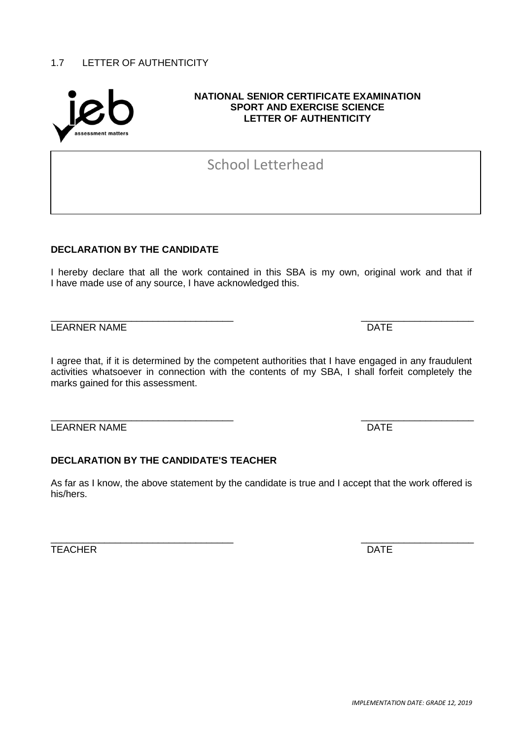## 1.7 LETTER OF AUTHENTICITY

**NATIONAL SENIOR CERTIFICATE EXAMINATION**
**SPORT AND EXERCISE SCIENCE**
**LETTER OF AUTHENTICITY**

School Letterhead

**DECLARATION BY THE CANDIDATE**

I hereby declare that all the work contained in this SBA is my own, original work and that if I have made use of any source, I have acknowledged this.

\_\_\_\_\_\_\_\_\_\_\_\_\_\_\_\_\_\_\_\_\_\_\_\_\_\_\_\_\_\_\_\_\_ \_\_\_\_\_\_\_\_\_\_\_\_\_\_\_\_\_\_\_\_
LEARNER NAME DATE

I agree that, if it is determined by the competent authorities that I have engaged in any fraudulent activities whatsoever in connection with the contents of my SBA, I shall forfeit completely the marks gained for this assessment.

\_\_\_\_\_\_\_\_\_\_\_\_\_\_\_\_\_\_\_\_\_\_\_\_\_\_\_\_\_\_\_\_\_ \_\_\_\_\_\_\_\_\_\_\_\_\_\_\_\_\_\_\_\_
LEARNER NAME DATE

**DECLARATION BY THE CANDIDATE'S TEACHER**

As far as I know, the above statement by the candidate is true and I accept that the work offered is his/hers.

\_\_\_\_\_\_\_\_\_\_\_\_\_\_\_\_\_\_\_\_\_\_\_\_\_\_\_\_\_\_\_\_\_ \_\_\_\_\_\_\_\_\_\_\_\_\_\_\_\_\_\_\_\_
TEACHER DATE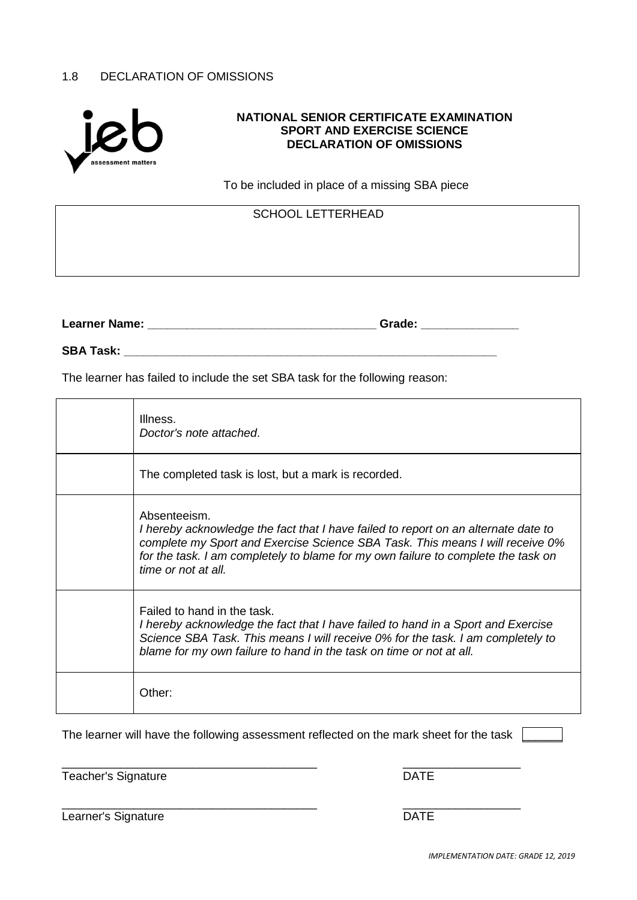## 1.8 DECLARATION OF OMISSIONS

**NATIONAL SENIOR CERTIFICATE EXAMINATION**
**SPORT AND EXERCISE SCIENCE**
**DECLARATION OF OMISSIONS**

To be included in place of a missing SBA piece

| SCHOOL LETTERHEAD |
|---|
| |

**Learner Name:** ___________________________________ **Grade:** _______________

**SBA Task:** ___________________________________________________________

The learner has failed to include the set SBA task for the following reason:

| | |
|---|---|
| | Illness.<br>*Doctor's note attached*. |
| | The completed task is lost, but a mark is recorded. |
| | Absenteeism.<br>*I hereby acknowledge the fact that I have failed to report on an alternate date to complete my Sport and Exercise Science SBA Task. This means I will receive 0% for the task. I am completely to blame for my own failure to complete the task on time or not at all.* |
| | Failed to hand in the task.<br>*I hereby acknowledge the fact that I have failed to hand in a Sport and Exercise Science SBA Task. This means I will receive 0% for the task. I am completely to blame for my own failure to hand in the task on time or not at all.* |
| | Other: |

The learner will have the following assessment reflected on the mark sheet for the task ______

________________________________________ __________________

Teacher's Signature DATE

________________________________________ __________________

Learner's Signature DATE

*IMPLEMENTATION DATE: GRADE 12, 2019*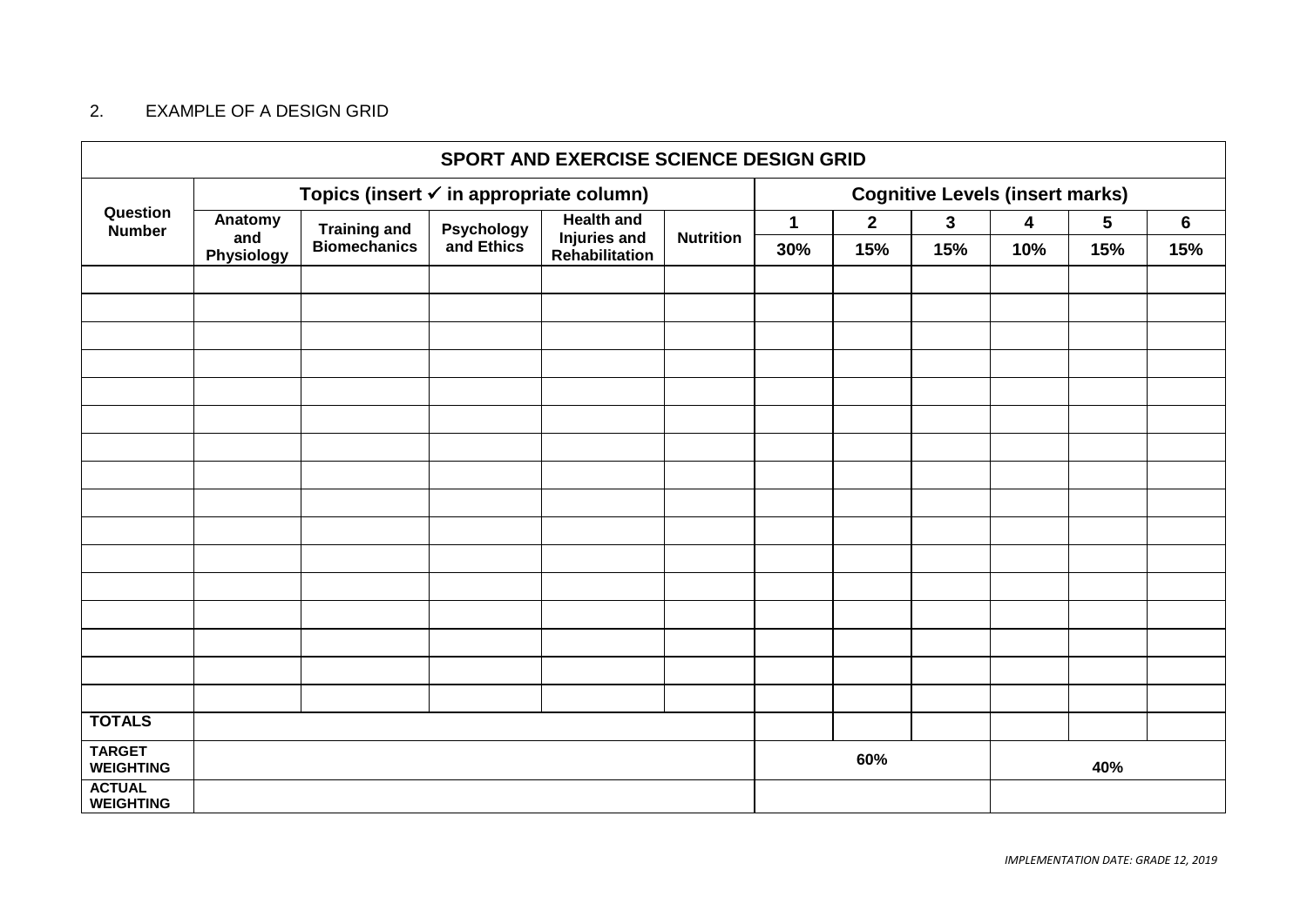## 2. EXAMPLE OF A DESIGN GRID

| SPORT AND EXERCISE SCIENCE DESIGN GRID | | | | | | | | | | | |
|---|---|---|---|---|---|---|---|---|---|---|---|
| Question Number | Topics (insert ✓ in appropriate column) | | | | | Cognitive Levels (insert marks) | | | | | |
| | Anatomy and Physiology | Training and Biomechanics | Psychology and Ethics | Health and Injuries and Rehabilitation | Nutrition | 1<br>30% | 2<br>15% | 3<br>15% | 4<br>10% | 5<br>15% | 6<br>15% |
| | | | | | | | | | | | |
| | | | | | | | | | | | |
| | | | | | | | | | | | |
| | | | | | | | | | | | |
| | | | | | | | | | | | |
| | | | | | | | | | | | |
| | | | | | | | | | | | |
| | | | | | | | | | | | |
| | | | | | | | | | | | |
| | | | | | | | | | | | |
| | | | | | | | | | | | |
| | | | | | | | | | | | |
| | | | | | | | | | | | |
| | | | | | | | | | | | |
| | | | | | | | | | | | |
| | | | | | | | | | | | |
| **TOTALS** | | | | | | | | | | | |
| **TARGET WEIGHTING** | | | | | | 60% | | | 40% | | |
| **ACTUAL WEIGHTING** | | | | | | | | | | | |

*IMPLEMENTATION DATE: GRADE 12, 2019*